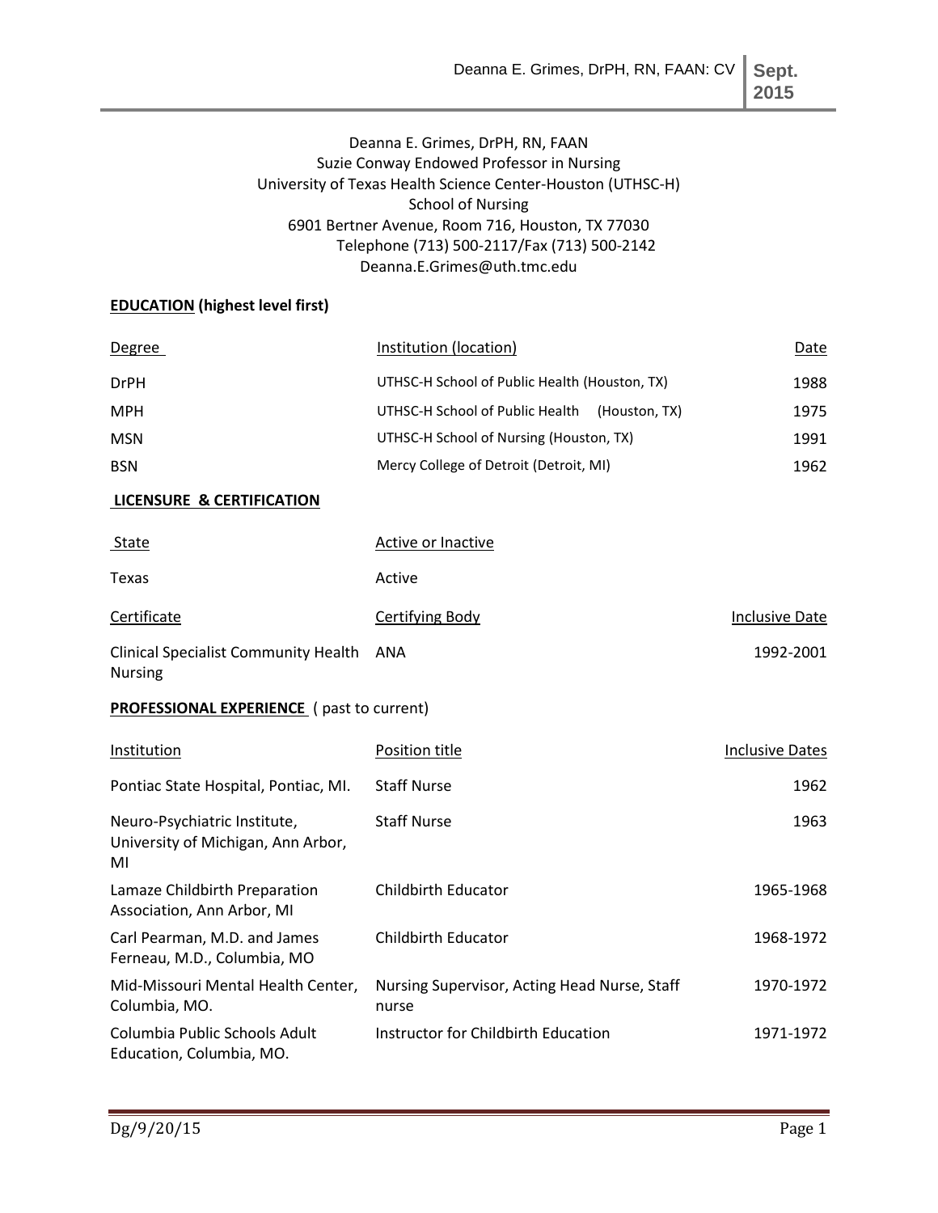Deanna E. Grimes, DrPH, RN, FAAN
Suzie Conway Endowed Professor in Nursing
University of Texas Health Science Center-Houston (UTHSC-H)
School of Nursing
6901 Bertner Avenue, Room 716, Houston, TX 77030
Telephone (713) 500-2117/Fax (713) 500-2142
Deanna.E.Grimes@uth.tmc.edu

## EDUCATION (highest level first)

| Degree | Institution (location) | Date |
|---|---|---|
| DrPH | UTHSC-H School of Public Health (Houston, TX) | 1988 |
| MPH | UTHSC-H School of Public Health (Houston, TX) | 1975 |
| MSN | UTHSC-H School of Nursing (Houston, TX) | 1991 |
| BSN | Mercy College of Detroit (Detroit, MI) | 1962 |

## LICENSURE & CERTIFICATION

| State | Active or Inactive |
|---|---|
| Texas | Active |

| Certificate | Certifying Body | Inclusive Date |
|---|---|---|
| Clinical Specialist Community Health Nursing | ANA | 1992-2001 |

## PROFESSIONAL EXPERIENCE ( past to current)

| Institution | Position title | Inclusive Dates |
|---|---|---|
| Pontiac State Hospital, Pontiac, MI. | Staff Nurse | 1962 |
| Neuro-Psychiatric Institute, University of Michigan, Ann Arbor, MI | Staff Nurse | 1963 |
| Lamaze Childbirth Preparation Association, Ann Arbor, MI | Childbirth Educator | 1965-1968 |
| Carl Pearman, M.D. and James Ferneau, M.D., Columbia, MO | Childbirth Educator | 1968-1972 |
| Mid-Missouri Mental Health Center, Columbia, MO. | Nursing Supervisor, Acting Head Nurse, Staff nurse | 1970-1972 |
| Columbia Public Schools Adult Education, Columbia, MO. | Instructor for Childbirth Education | 1971-1972 |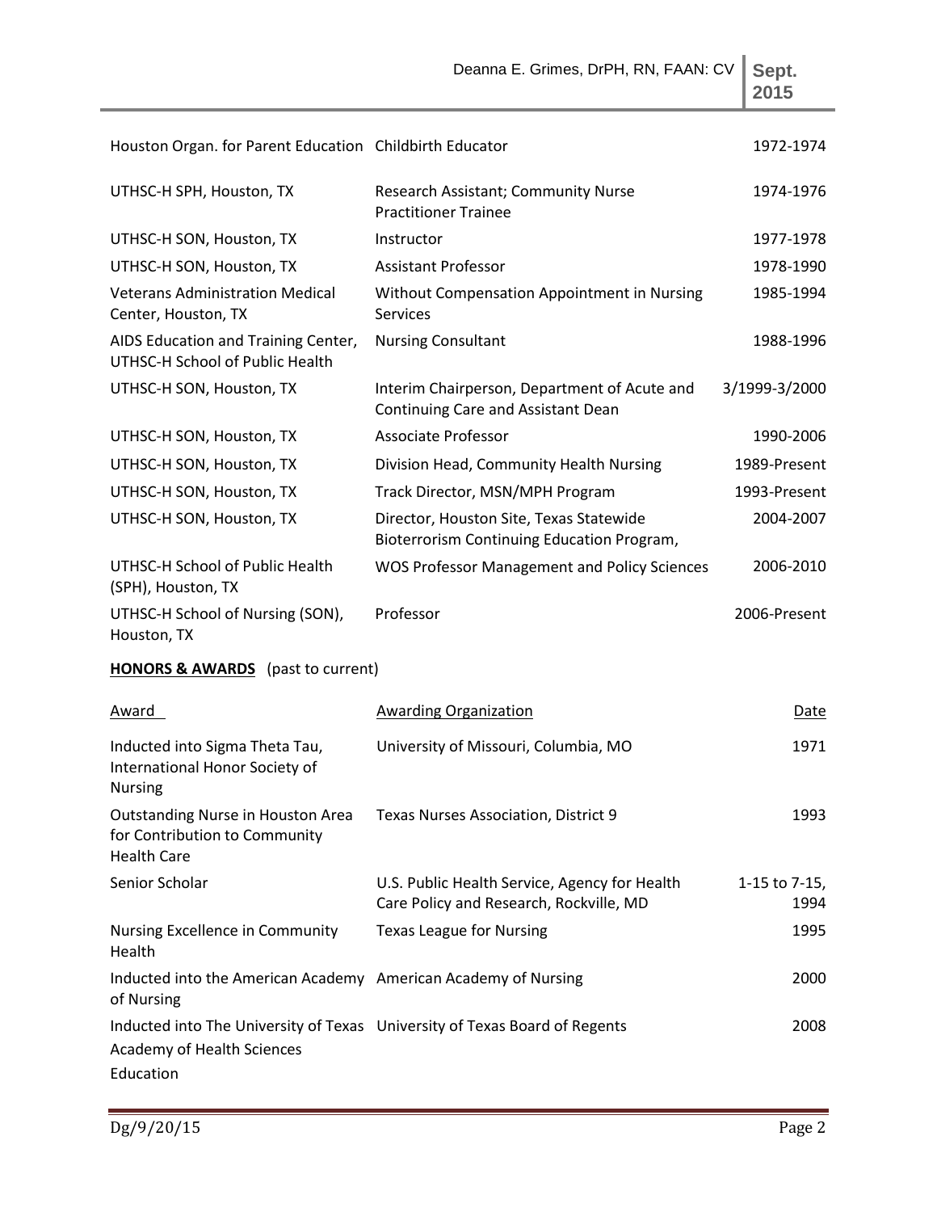| | | |
|---|---|---|
| Houston Organ. for Parent Education | Childbirth Educator | 1972-1974 |
| UTHSC-H SPH, Houston, TX | Research Assistant; Community Nurse Practitioner Trainee | 1974-1976 |
| UTHSC-H SON, Houston, TX | Instructor | 1977-1978 |
| UTHSC-H SON, Houston, TX | Assistant Professor | 1978-1990 |
| Veterans Administration Medical Center, Houston, TX | Without Compensation Appointment in Nursing Services | 1985-1994 |
| AIDS Education and Training Center, UTHSC-H School of Public Health | Nursing Consultant | 1988-1996 |
| UTHSC-H SON, Houston, TX | Interim Chairperson, Department of Acute and Continuing Care and Assistant Dean | 3/1999-3/2000 |
| UTHSC-H SON, Houston, TX | Associate Professor | 1990-2006 |
| UTHSC-H SON, Houston, TX | Division Head, Community Health Nursing | 1989-Present |
| UTHSC-H SON, Houston, TX | Track Director, MSN/MPH Program | 1993-Present |
| UTHSC-H SON, Houston, TX | Director, Houston Site, Texas Statewide Bioterrorism Continuing Education Program, | 2004-2007 |
| UTHSC-H School of Public Health (SPH), Houston, TX | WOS Professor Management and Policy Sciences | 2006-2010 |
| UTHSC-H School of Nursing (SON), Houston, TX | Professor | 2006-Present |

**HONORS & AWARDS** (past to current)

| Award | Awarding Organization | Date |
|---|---|---|
| Inducted into Sigma Theta Tau, International Honor Society of Nursing | University of Missouri, Columbia, MO | 1971 |
| Outstanding Nurse in Houston Area for Contribution to Community Health Care | Texas Nurses Association, District 9 | 1993 |
| Senior Scholar | U.S. Public Health Service, Agency for Health Care Policy and Research, Rockville, MD | 1-15 to 7-15, 1994 |
| Nursing Excellence in Community Health | Texas League for Nursing | 1995 |
| Inducted into the American Academy of Nursing | American Academy of Nursing | 2000 |
| Inducted into The University of Texas Academy of Health Sciences Education | University of Texas Board of Regents | 2008 |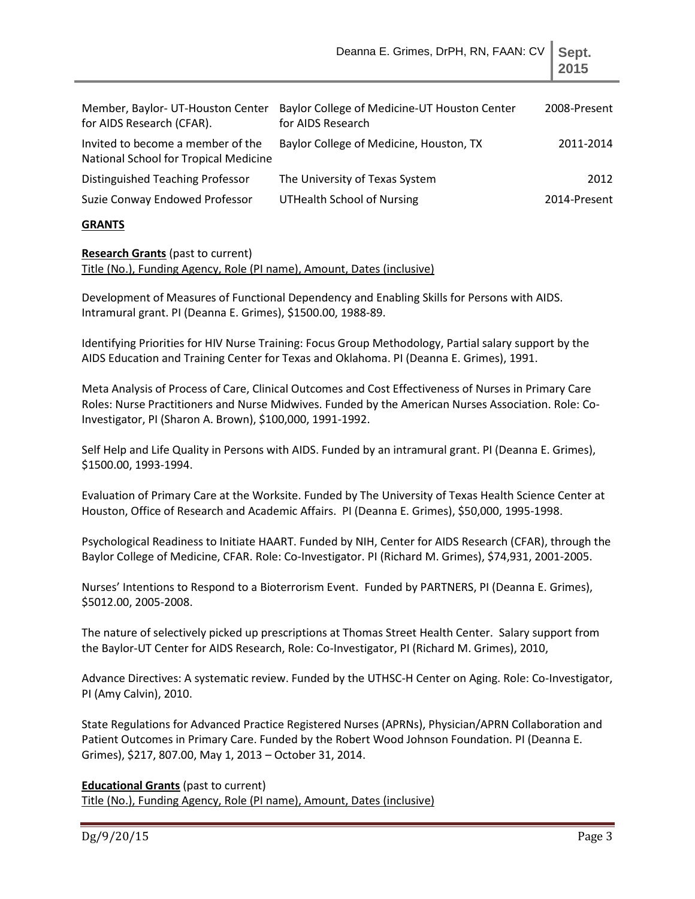| | | |
|---|---|---|
| Member, Baylor- UT-Houston Center for AIDS Research (CFAR). | Baylor College of Medicine-UT Houston Center for AIDS Research | 2008-Present |
| Invited to become a member of the National School for Tropical Medicine | Baylor College of Medicine, Houston, TX | 2011-2014 |
| Distinguished Teaching Professor | The University of Texas System | 2012 |
| Suzie Conway Endowed Professor | UTHealth School of Nursing | 2014-Present |

**GRANTS**

**Research Grants** (past to current)
Title (No.), Funding Agency, Role (PI name), Amount, Dates (inclusive)

Development of Measures of Functional Dependency and Enabling Skills for Persons with AIDS. Intramural grant. PI (Deanna E. Grimes), $1500.00, 1988-89.

Identifying Priorities for HIV Nurse Training: Focus Group Methodology, Partial salary support by the AIDS Education and Training Center for Texas and Oklahoma. PI (Deanna E. Grimes), 1991.

Meta Analysis of Process of Care, Clinical Outcomes and Cost Effectiveness of Nurses in Primary Care Roles: Nurse Practitioners and Nurse Midwives. Funded by the American Nurses Association. Role: Co-Investigator, PI (Sharon A. Brown), $100,000, 1991-1992.

Self Help and Life Quality in Persons with AIDS. Funded by an intramural grant. PI (Deanna E. Grimes), $1500.00, 1993-1994.

Evaluation of Primary Care at the Worksite. Funded by The University of Texas Health Science Center at Houston, Office of Research and Academic Affairs. PI (Deanna E. Grimes), $50,000, 1995-1998.

Psychological Readiness to Initiate HAART. Funded by NIH, Center for AIDS Research (CFAR), through the Baylor College of Medicine, CFAR. Role: Co-Investigator. PI (Richard M. Grimes), $74,931, 2001-2005.

Nurses' Intentions to Respond to a Bioterrorism Event. Funded by PARTNERS, PI (Deanna E. Grimes), $5012.00, 2005-2008.

The nature of selectively picked up prescriptions at Thomas Street Health Center. Salary support from the Baylor-UT Center for AIDS Research, Role: Co-Investigator, PI (Richard M. Grimes), 2010,

Advance Directives: A systematic review. Funded by the UTHSC-H Center on Aging. Role: Co-Investigator, PI (Amy Calvin), 2010.

State Regulations for Advanced Practice Registered Nurses (APRNs), Physician/APRN Collaboration and Patient Outcomes in Primary Care. Funded by the Robert Wood Johnson Foundation. PI (Deanna E. Grimes), $217, 807.00, May 1, 2013 – October 31, 2014.

**Educational Grants** (past to current)
Title (No.), Funding Agency, Role (PI name), Amount, Dates (inclusive)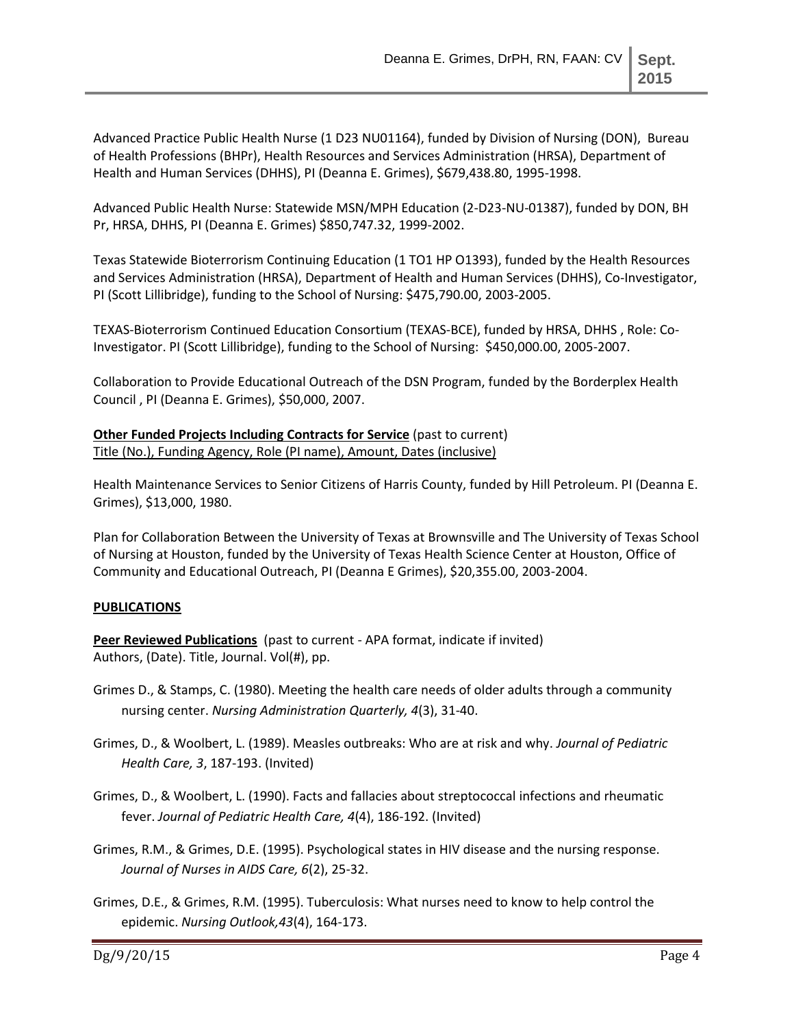Advanced Practice Public Health Nurse (1 D23 NU01164), funded by Division of Nursing (DON), Bureau of Health Professions (BHPr), Health Resources and Services Administration (HRSA), Department of Health and Human Services (DHHS), PI (Deanna E. Grimes), $679,438.80, 1995-1998.

Advanced Public Health Nurse: Statewide MSN/MPH Education (2-D23-NU-01387), funded by DON, BH Pr, HRSA, DHHS, PI (Deanna E. Grimes) $850,747.32, 1999-2002.

Texas Statewide Bioterrorism Continuing Education (1 TO1 HP O1393), funded by the Health Resources and Services Administration (HRSA), Department of Health and Human Services (DHHS), Co-Investigator, PI (Scott Lillibridge), funding to the School of Nursing: $475,790.00, 2003-2005.

TEXAS-Bioterrorism Continued Education Consortium (TEXAS-BCE), funded by HRSA, DHHS , Role: Co-Investigator. PI (Scott Lillibridge), funding to the School of Nursing: $450,000.00, 2005-2007.

Collaboration to Provide Educational Outreach of the DSN Program, funded by the Borderplex Health Council , PI (Deanna E. Grimes), $50,000, 2007.

**Other Funded Projects Including Contracts for Service** (past to current)
Title (No.), Funding Agency, Role (PI name), Amount, Dates (inclusive)

Health Maintenance Services to Senior Citizens of Harris County, funded by Hill Petroleum. PI (Deanna E. Grimes), $13,000, 1980.

Plan for Collaboration Between the University of Texas at Brownsville and The University of Texas School of Nursing at Houston, funded by the University of Texas Health Science Center at Houston, Office of Community and Educational Outreach, PI (Deanna E Grimes), $20,355.00, 2003-2004.

## PUBLICATIONS

**Peer Reviewed Publications** (past to current - APA format, indicate if invited)
Authors, (Date). Title, Journal. Vol(#), pp.

Grimes D., & Stamps, C. (1980). Meeting the health care needs of older adults through a community nursing center. *Nursing Administration Quarterly, 4*(3), 31-40.

Grimes, D., & Woolbert, L. (1989). Measles outbreaks: Who are at risk and why. *Journal of Pediatric Health Care, 3*, 187-193. (Invited)

Grimes, D., & Woolbert, L. (1990). Facts and fallacies about streptococcal infections and rheumatic fever. *Journal of Pediatric Health Care, 4*(4), 186-192. (Invited)

Grimes, R.M., & Grimes, D.E. (1995). Psychological states in HIV disease and the nursing response. *Journal of Nurses in AIDS Care, 6*(2), 25-32.

Grimes, D.E., & Grimes, R.M. (1995). Tuberculosis: What nurses need to know to help control the epidemic. *Nursing Outlook,43*(4), 164-173.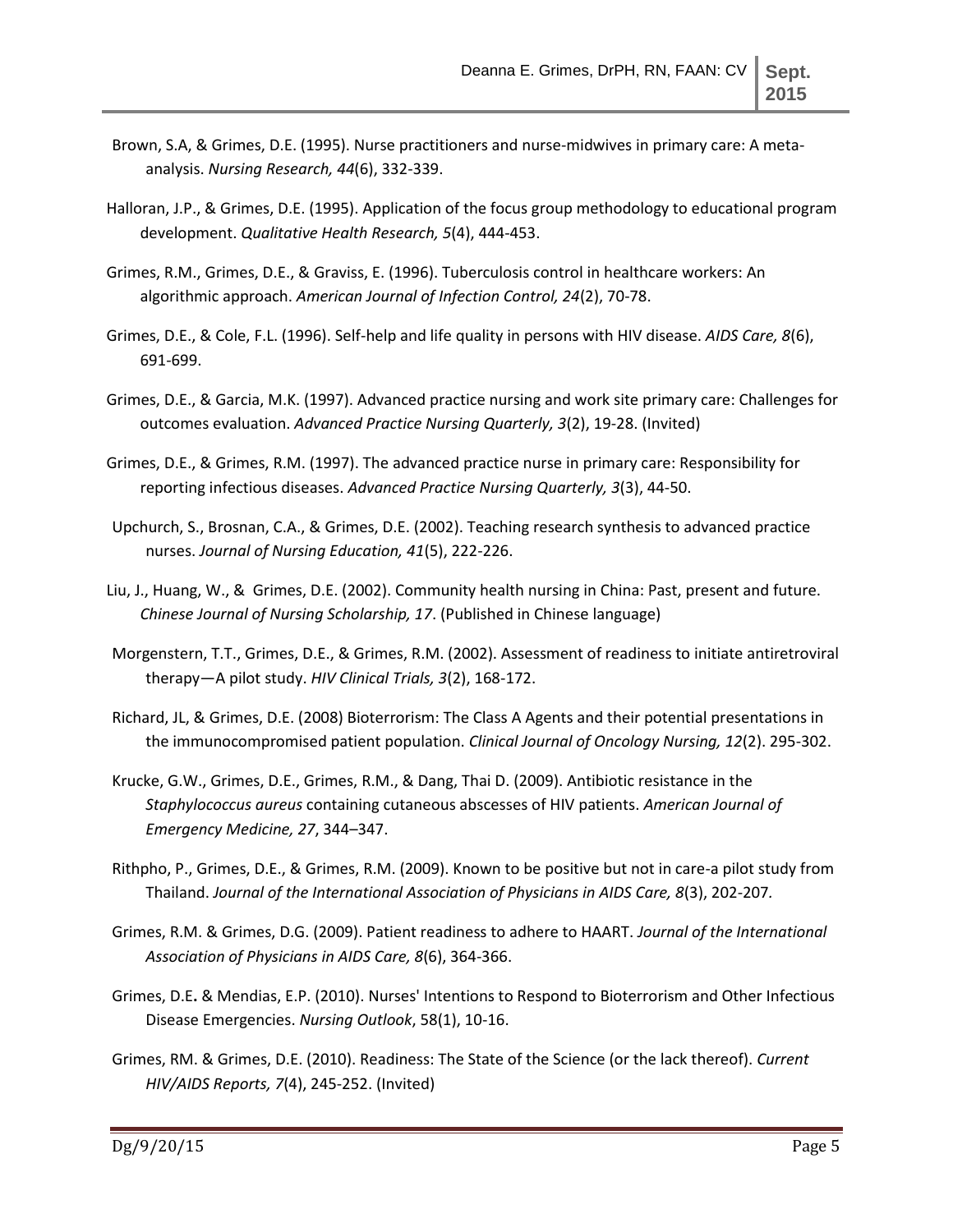Brown, S.A, & Grimes, D.E. (1995). Nurse practitioners and nurse-midwives in primary care: A meta-analysis. *Nursing Research, 44*(6), 332-339.

Halloran, J.P., & Grimes, D.E. (1995). Application of the focus group methodology to educational program development. *Qualitative Health Research, 5*(4), 444-453.

Grimes, R.M., Grimes, D.E., & Graviss, E. (1996). Tuberculosis control in healthcare workers: An algorithmic approach. *American Journal of Infection Control, 24*(2), 70-78.

Grimes, D.E., & Cole, F.L. (1996). Self-help and life quality in persons with HIV disease. *AIDS Care, 8*(6), 691-699.

Grimes, D.E., & Garcia, M.K. (1997). Advanced practice nursing and work site primary care: Challenges for outcomes evaluation. *Advanced Practice Nursing Quarterly, 3*(2), 19-28. (Invited)

Grimes, D.E., & Grimes, R.M. (1997). The advanced practice nurse in primary care: Responsibility for reporting infectious diseases. *Advanced Practice Nursing Quarterly, 3*(3), 44-50.

Upchurch, S., Brosnan, C.A., & Grimes, D.E. (2002). Teaching research synthesis to advanced practice nurses. *Journal of Nursing Education, 41*(5), 222-226.

Liu, J., Huang, W., & Grimes, D.E. (2002). Community health nursing in China: Past, present and future. *Chinese Journal of Nursing Scholarship, 17*. (Published in Chinese language)

Morgenstern, T.T., Grimes, D.E., & Grimes, R.M. (2002). Assessment of readiness to initiate antiretroviral therapy—A pilot study. *HIV Clinical Trials, 3*(2), 168-172.

Richard, JL, & Grimes, D.E. (2008) Bioterrorism: The Class A Agents and their potential presentations in the immunocompromised patient population. *Clinical Journal of Oncology Nursing, 12*(2). 295-302.

Krucke, G.W., Grimes, D.E., Grimes, R.M., & Dang, Thai D. (2009). Antibiotic resistance in the *Staphylococcus aureus* containing cutaneous abscesses of HIV patients. *American Journal of Emergency Medicine, 27*, 344–347.

Rithpho, P., Grimes, D.E., & Grimes, R.M. (2009). Known to be positive but not in care-a pilot study from Thailand. *Journal of the International Association of Physicians in AIDS Care, 8*(3), 202-207.

Grimes, R.M. & Grimes, D.G. (2009). Patient readiness to adhere to HAART. *Journal of the International Association of Physicians in AIDS Care, 8*(6), 364-366.

Grimes, D.E. & Mendias, E.P. (2010). Nurses' Intentions to Respond to Bioterrorism and Other Infectious Disease Emergencies. *Nursing Outlook*, 58(1), 10-16.

Grimes, RM. & Grimes, D.E. (2010). Readiness: The State of the Science (or the lack thereof). *Current HIV/AIDS Reports, 7*(4), 245-252. (Invited)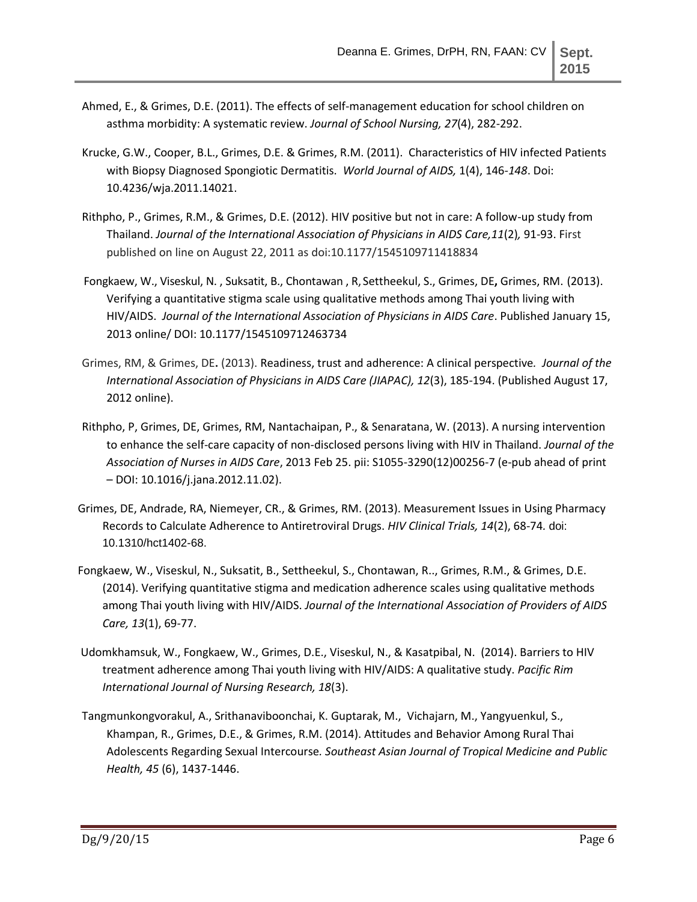Ahmed, E., & Grimes, D.E. (2011). The effects of self-management education for school children on asthma morbidity: A systematic review. *Journal of School Nursing, 27*(4), 282-292.

Krucke, G.W., Cooper, B.L., Grimes, D.E. & Grimes, R.M. (2011). Characteristics of HIV infected Patients with Biopsy Diagnosed Spongiotic Dermatitis. *World Journal of AIDS,* 1(4), 146-*148*. Doi: 10.4236/wja.2011.14021.

Rithpho, P., Grimes, R.M., & Grimes, D.E. (2012). HIV positive but not in care: A follow-up study from Thailand. *Journal of the International Association of Physicians in AIDS Care,11*(2)*,* 91-93. First published on line on August 22, 2011 as doi:10.1177/1545109711418834

Fongkaew, W., Viseskul, N. , Suksatit, B., Chontawan , R, Settheekul, S., Grimes, DE**,** Grimes, RM. (2013). Verifying a quantitative stigma scale using qualitative methods among Thai youth living with HIV/AIDS. *Journal of the International Association of Physicians in AIDS Care*. Published January 15, 2013 online/ DOI: 10.1177/1545109712463734

Grimes, RM, & Grimes, DE**.** (2013). Readiness, trust and adherence: A clinical perspective*. Journal of the International Association of Physicians in AIDS Care (JIAPAC), 12*(3), 185-194. (Published August 17, 2012 online).

Rithpho, P, Grimes, DE, Grimes, RM, Nantachaipan, P., & Senaratana, W. (2013). A nursing intervention to enhance the self-care capacity of non-disclosed persons living with HIV in Thailand. *Journal of the Association of Nurses in AIDS Care*, 2013 Feb 25. pii: S1055-3290(12)00256-7 (e-pub ahead of print – DOI: 10.1016/j.jana.2012.11.02).

Grimes, DE, Andrade, RA, Niemeyer, CR., & Grimes, RM. (2013). Measurement Issues in Using Pharmacy Records to Calculate Adherence to Antiretroviral Drugs. *HIV Clinical Trials, 14*(2), 68-74*.* doi: 10.1310/hct1402-68.

Fongkaew, W., Viseskul, N., Suksatit, B., Settheekul, S., Chontawan, R.., Grimes, R.M., & Grimes, D.E. (2014). Verifying quantitative stigma and medication adherence scales using qualitative methods among Thai youth living with HIV/AIDS. *Journal of the International Association of Providers of AIDS Care, 13*(1), 69-77.

Udomkhamsuk, W., Fongkaew, W., Grimes, D.E., Viseskul, N., & Kasatpibal, N. (2014). Barriers to HIV treatment adherence among Thai youth living with HIV/AIDS: A qualitative study. *Pacific Rim International Journal of Nursing Research, 18*(3).

Tangmunkongvorakul, A., Srithanaviboonchai, K. Guptarak, M., Vichajarn, M., Yangyuenkul, S., Khampan, R., Grimes, D.E., & Grimes, R.M. (2014). Attitudes and Behavior Among Rural Thai Adolescents Regarding Sexual Intercourse*. Southeast Asian Journal of Tropical Medicine and Public Health, 45* (6), 1437-1446.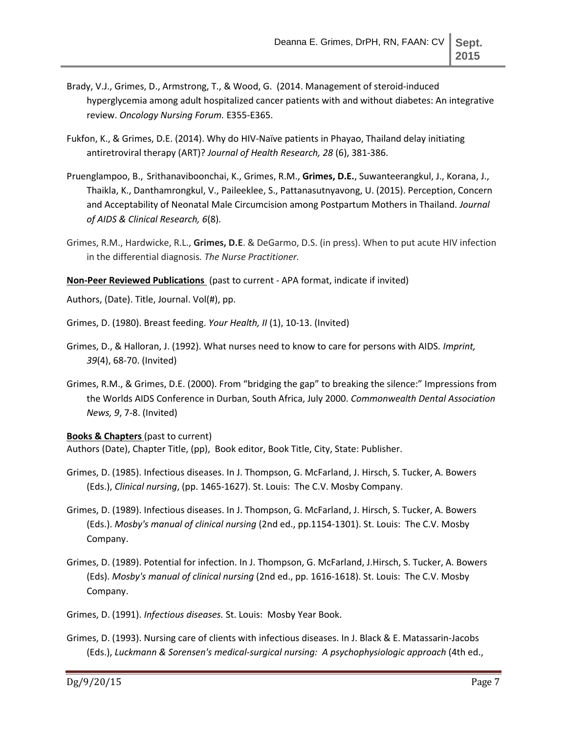Brady, V.J., Grimes, D., Armstrong, T., & Wood, G. (2014. Management of steroid-induced hyperglycemia among adult hospitalized cancer patients with and without diabetes: An integrative review. *Oncology Nursing Forum.* E355-E365.

Fukfon, K., & Grimes, D.E. (2014). Why do HIV-Naïve patients in Phayao, Thailand delay initiating antiretroviral therapy (ART)? *Journal of Health Research, 28* (6), 381-386.

Pruenglampoo, B., Srithanaviboonchai, K., Grimes, R.M., **Grimes, D.E.**, Suwanteerangkul, J., Korana, J., Thaikla, K., Danthamrongkul, V., Paileeklee, S., Pattanasutnyavong, U. (2015). Perception, Concern and Acceptability of Neonatal Male Circumcision among Postpartum Mothers in Thailand. *Journal of AIDS & Clinical Research, 6*(8).

Grimes, R.M., Hardwicke, R.L., **Grimes, D.E**. & DeGarmo, D.S. (in press). When to put acute HIV infection in the differential diagnosis. *The Nurse Practitioner.*

**<u>Non-Peer Reviewed Publications</u>** (past to current - APA format, indicate if invited)

Authors, (Date). Title, Journal. Vol(#), pp.

Grimes, D. (1980). Breast feeding. *Your Health, II* (1), 10-13. (Invited)

Grimes, D., & Halloran, J. (1992). What nurses need to know to care for persons with AIDS. *Imprint, 39*(4), 68-70. (Invited)

Grimes, R.M., & Grimes, D.E. (2000). From "bridging the gap" to breaking the silence:" Impressions from the Worlds AIDS Conference in Durban, South Africa, July 2000. *Commonwealth Dental Association News, 9*, 7-8. (Invited)

**<u>Books & Chapters</u>** (past to current)
Authors (Date), Chapter Title, (pp), Book editor, Book Title, City, State: Publisher.

Grimes, D. (1985). Infectious diseases. In J. Thompson, G. McFarland, J. Hirsch, S. Tucker, A. Bowers (Eds.), *Clinical nursing*, (pp. 1465-1627). St. Louis: The C.V. Mosby Company.

Grimes, D. (1989). Infectious diseases. In J. Thompson, G. McFarland, J. Hirsch, S. Tucker, A. Bowers (Eds.). *Mosby's manual of clinical nursing* (2nd ed., pp.1154-1301). St. Louis: The C.V. Mosby Company.

Grimes, D. (1989). Potential for infection. In J. Thompson, G. McFarland, J.Hirsch, S. Tucker, A. Bowers (Eds). *Mosby's manual of clinical nursing* (2nd ed., pp. 1616-1618). St. Louis: The C.V. Mosby Company.

Grimes, D. (1991). *Infectious diseases.* St. Louis: Mosby Year Book.

Grimes, D. (1993). Nursing care of clients with infectious diseases. In J. Black & E. Matassarin-Jacobs (Eds.), *Luckmann & Sorensen's medical-surgical nursing: A psychophysiologic approach* (4th ed.,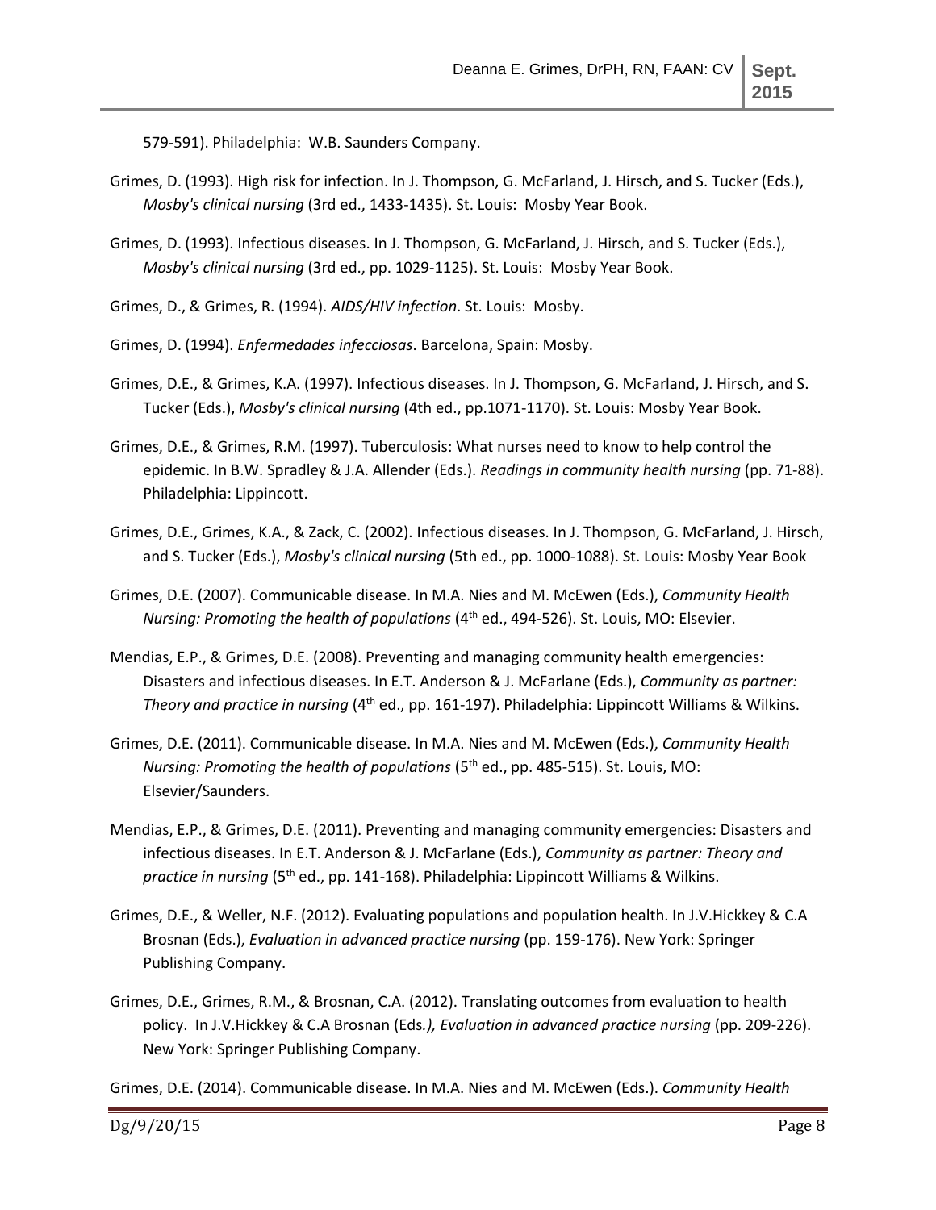579-591). Philadelphia: W.B. Saunders Company.

Grimes, D. (1993). High risk for infection. In J. Thompson, G. McFarland, J. Hirsch, and S. Tucker (Eds.), *Mosby's clinical nursing* (3rd ed., 1433-1435). St. Louis: Mosby Year Book.

Grimes, D. (1993). Infectious diseases. In J. Thompson, G. McFarland, J. Hirsch, and S. Tucker (Eds.), *Mosby's clinical nursing* (3rd ed., pp. 1029-1125). St. Louis: Mosby Year Book.

Grimes, D., & Grimes, R. (1994). *AIDS/HIV infection*. St. Louis: Mosby.

Grimes, D. (1994). *Enfermedades infecciosas*. Barcelona, Spain: Mosby.

Grimes, D.E., & Grimes, K.A. (1997). Infectious diseases. In J. Thompson, G. McFarland, J. Hirsch, and S. Tucker (Eds.), *Mosby's clinical nursing* (4th ed., pp.1071-1170). St. Louis: Mosby Year Book.

Grimes, D.E., & Grimes, R.M. (1997). Tuberculosis: What nurses need to know to help control the epidemic. In B.W. Spradley & J.A. Allender (Eds.). *Readings in community health nursing* (pp. 71-88). Philadelphia: Lippincott.

Grimes, D.E., Grimes, K.A., & Zack, C. (2002). Infectious diseases. In J. Thompson, G. McFarland, J. Hirsch, and S. Tucker (Eds.), *Mosby's clinical nursing* (5th ed., pp. 1000-1088). St. Louis: Mosby Year Book

Grimes, D.E. (2007). Communicable disease. In M.A. Nies and M. McEwen (Eds.), *Community Health Nursing: Promoting the health of populations* (4th ed., 494-526). St. Louis, MO: Elsevier.

Mendias, E.P., & Grimes, D.E. (2008). Preventing and managing community health emergencies: Disasters and infectious diseases. In E.T. Anderson & J. McFarlane (Eds.), *Community as partner: Theory and practice in nursing* (4th ed., pp. 161-197). Philadelphia: Lippincott Williams & Wilkins.

Grimes, D.E. (2011). Communicable disease. In M.A. Nies and M. McEwen (Eds.), *Community Health Nursing: Promoting the health of populations* (5th ed., pp. 485-515). St. Louis, MO: Elsevier/Saunders.

Mendias, E.P., & Grimes, D.E. (2011). Preventing and managing community emergencies: Disasters and infectious diseases. In E.T. Anderson & J. McFarlane (Eds.), *Community as partner: Theory and practice in nursing* (5th ed., pp. 141-168). Philadelphia: Lippincott Williams & Wilkins.

Grimes, D.E., & Weller, N.F. (2012). Evaluating populations and population health. In J.V.Hickkey & C.A Brosnan (Eds.), *Evaluation in advanced practice nursing* (pp. 159-176). New York: Springer Publishing Company.

Grimes, D.E., Grimes, R.M., & Brosnan, C.A. (2012). Translating outcomes from evaluation to health policy. In J.V.Hickkey & C.A Brosnan (Eds*.), Evaluation in advanced practice nursing* (pp. 209-226). New York: Springer Publishing Company.

Grimes, D.E. (2014). Communicable disease. In M.A. Nies and M. McEwen (Eds.). *Community Health*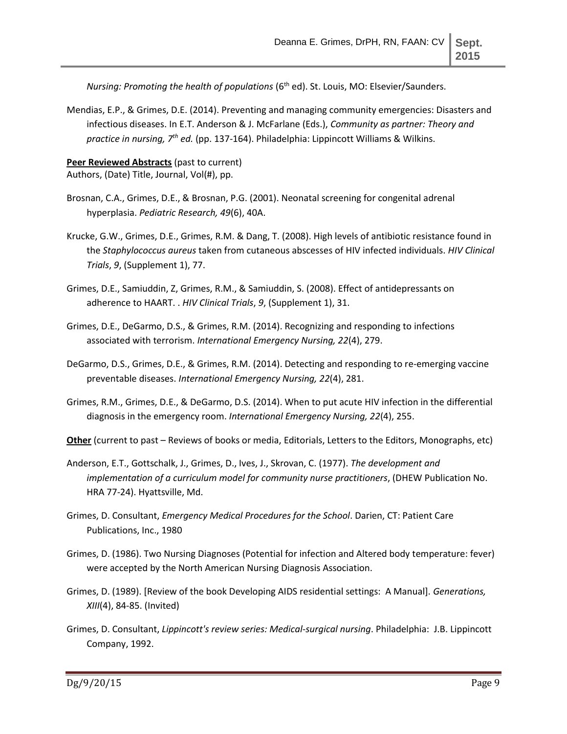*Nursing: Promoting the health of populations* (6th ed). St. Louis, MO: Elsevier/Saunders.

Mendias, E.P., & Grimes, D.E. (2014). Preventing and managing community emergencies: Disasters and infectious diseases. In E.T. Anderson & J. McFarlane (Eds.), *Community as partner: Theory and practice in nursing, 7th ed.* (pp. 137-164). Philadelphia: Lippincott Williams & Wilkins.

**Peer Reviewed Abstracts** (past to current)
Authors, (Date) Title, Journal, Vol(#), pp.

Brosnan, C.A., Grimes, D.E., & Brosnan, P.G. (2001). Neonatal screening for congenital adrenal hyperplasia. *Pediatric Research, 49*(6), 40A.

Krucke, G.W., Grimes, D.E., Grimes, R.M. & Dang, T. (2008). High levels of antibiotic resistance found in the *Staphylococcus aureus* taken from cutaneous abscesses of HIV infected individuals. *HIV Clinical Trials*, *9*, (Supplement 1), 77.

Grimes, D.E., Samiuddin, Z, Grimes, R.M., & Samiuddin, S. (2008). Effect of antidepressants on adherence to HAART. . *HIV Clinical Trials*, *9*, (Supplement 1), 31.

Grimes, D.E., DeGarmo, D.S., & Grimes, R.M. (2014). Recognizing and responding to infections associated with terrorism. *International Emergency Nursing, 22*(4), 279.

DeGarmo, D.S., Grimes, D.E., & Grimes, R.M. (2014). Detecting and responding to re-emerging vaccine preventable diseases. *International Emergency Nursing, 22*(4), 281.

Grimes, R.M., Grimes, D.E., & DeGarmo, D.S. (2014). When to put acute HIV infection in the differential diagnosis in the emergency room. *International Emergency Nursing, 22*(4), 255.

**Other** (current to past – Reviews of books or media, Editorials, Letters to the Editors, Monographs, etc)

Anderson, E.T., Gottschalk, J., Grimes, D., Ives, J., Skrovan, C. (1977). *The development and implementation of a curriculum model for community nurse practitioners*, (DHEW Publication No. HRA 77-24). Hyattsville, Md.

Grimes, D. Consultant, *Emergency Medical Procedures for the School*. Darien, CT: Patient Care Publications, Inc., 1980

Grimes, D. (1986). Two Nursing Diagnoses (Potential for infection and Altered body temperature: fever) were accepted by the North American Nursing Diagnosis Association.

Grimes, D. (1989). [Review of the book Developing AIDS residential settings: A Manual]. *Generations, XIII*(4), 84-85. (Invited)

Grimes, D. Consultant, *Lippincott's review series: Medical-surgical nursing*. Philadelphia: J.B. Lippincott Company, 1992.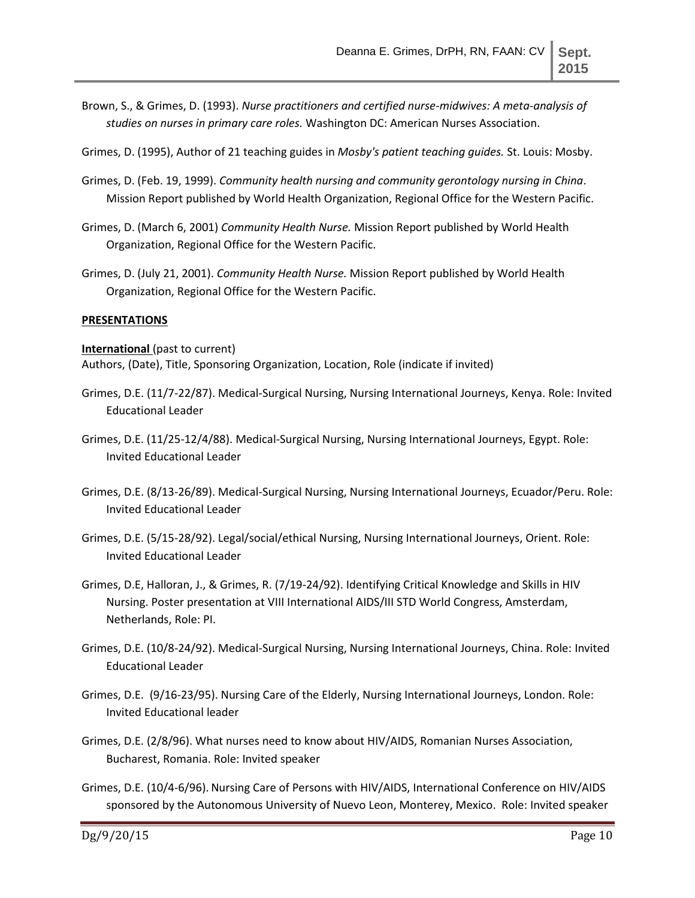Brown, S., & Grimes, D. (1993). *Nurse practitioners and certified nurse-midwives: A meta-analysis of studies on nurses in primary care roles.* Washington DC: American Nurses Association.

Grimes, D. (1995), Author of 21 teaching guides in *Mosby's patient teaching guides.* St. Louis: Mosby.

Grimes, D. (Feb. 19, 1999). *Community health nursing and community gerontology nursing in China*. Mission Report published by World Health Organization, Regional Office for the Western Pacific.

Grimes, D. (March 6, 2001) *Community Health Nurse.* Mission Report published by World Health Organization, Regional Office for the Western Pacific.

Grimes, D. (July 21, 2001). *Community Health Nurse.* Mission Report published by World Health Organization, Regional Office for the Western Pacific.

## PRESENTATIONS

**International** (past to current)
Authors, (Date), Title, Sponsoring Organization, Location, Role (indicate if invited)

Grimes, D.E. (11/7-22/87). Medical-Surgical Nursing, Nursing International Journeys, Kenya. Role: Invited Educational Leader

Grimes, D.E. (11/25-12/4/88). Medical-Surgical Nursing, Nursing International Journeys, Egypt. Role: Invited Educational Leader

Grimes, D.E. (8/13-26/89). Medical-Surgical Nursing, Nursing International Journeys, Ecuador/Peru. Role: Invited Educational Leader

Grimes, D.E. (5/15-28/92). Legal/social/ethical Nursing, Nursing International Journeys, Orient. Role: Invited Educational Leader

Grimes, D.E, Halloran, J., & Grimes, R. (7/19-24/92). Identifying Critical Knowledge and Skills in HIV Nursing. Poster presentation at VIII International AIDS/III STD World Congress, Amsterdam, Netherlands, Role: PI.

Grimes, D.E. (10/8-24/92). Medical-Surgical Nursing, Nursing International Journeys, China. Role: Invited Educational Leader

Grimes, D.E. (9/16-23/95). Nursing Care of the Elderly, Nursing International Journeys, London. Role: Invited Educational leader

Grimes, D.E. (2/8/96). What nurses need to know about HIV/AIDS, Romanian Nurses Association, Bucharest, Romania. Role: Invited speaker

Grimes, D.E. (10/4-6/96). Nursing Care of Persons with HIV/AIDS, International Conference on HIV/AIDS sponsored by the Autonomous University of Nuevo Leon, Monterey, Mexico. Role: Invited speaker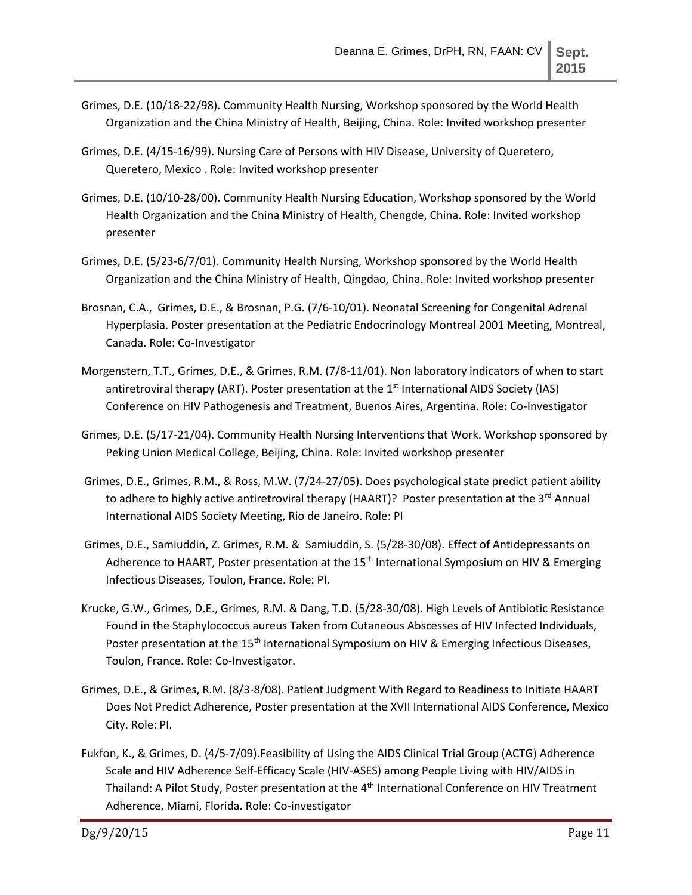Grimes, D.E. (10/18-22/98). Community Health Nursing, Workshop sponsored by the World Health Organization and the China Ministry of Health, Beijing, China. Role: Invited workshop presenter

Grimes, D.E. (4/15-16/99). Nursing Care of Persons with HIV Disease, University of Queretero, Queretero, Mexico . Role: Invited workshop presenter

Grimes, D.E. (10/10-28/00). Community Health Nursing Education, Workshop sponsored by the World Health Organization and the China Ministry of Health, Chengde, China. Role: Invited workshop presenter

Grimes, D.E. (5/23-6/7/01). Community Health Nursing, Workshop sponsored by the World Health Organization and the China Ministry of Health, Qingdao, China. Role: Invited workshop presenter

Brosnan, C.A., Grimes, D.E., & Brosnan, P.G. (7/6-10/01). Neonatal Screening for Congenital Adrenal Hyperplasia. Poster presentation at the Pediatric Endocrinology Montreal 2001 Meeting, Montreal, Canada. Role: Co-Investigator

Morgenstern, T.T., Grimes, D.E., & Grimes, R.M. (7/8-11/01). Non laboratory indicators of when to start antiretroviral therapy (ART). Poster presentation at the 1st International AIDS Society (IAS) Conference on HIV Pathogenesis and Treatment, Buenos Aires, Argentina. Role: Co-Investigator

Grimes, D.E. (5/17-21/04). Community Health Nursing Interventions that Work. Workshop sponsored by Peking Union Medical College, Beijing, China. Role: Invited workshop presenter

Grimes, D.E., Grimes, R.M., & Ross, M.W. (7/24-27/05). Does psychological state predict patient ability to adhere to highly active antiretroviral therapy (HAART)? Poster presentation at the 3rd Annual International AIDS Society Meeting, Rio de Janeiro. Role: PI

Grimes, D.E., Samiuddin, Z. Grimes, R.M. & Samiuddin, S. (5/28-30/08). Effect of Antidepressants on Adherence to HAART, Poster presentation at the 15th International Symposium on HIV & Emerging Infectious Diseases, Toulon, France. Role: PI.

Krucke, G.W., Grimes, D.E., Grimes, R.M. & Dang, T.D. (5/28-30/08). High Levels of Antibiotic Resistance Found in the Staphylococcus aureus Taken from Cutaneous Abscesses of HIV Infected Individuals, Poster presentation at the 15th International Symposium on HIV & Emerging Infectious Diseases, Toulon, France. Role: Co-Investigator.

Grimes, D.E., & Grimes, R.M. (8/3-8/08). Patient Judgment With Regard to Readiness to Initiate HAART Does Not Predict Adherence, Poster presentation at the XVII International AIDS Conference, Mexico City. Role: PI.

Fukfon, K., & Grimes, D. (4/5-7/09).Feasibility of Using the AIDS Clinical Trial Group (ACTG) Adherence Scale and HIV Adherence Self-Efficacy Scale (HIV-ASES) among People Living with HIV/AIDS in Thailand: A Pilot Study, Poster presentation at the 4th International Conference on HIV Treatment Adherence, Miami, Florida. Role: Co-investigator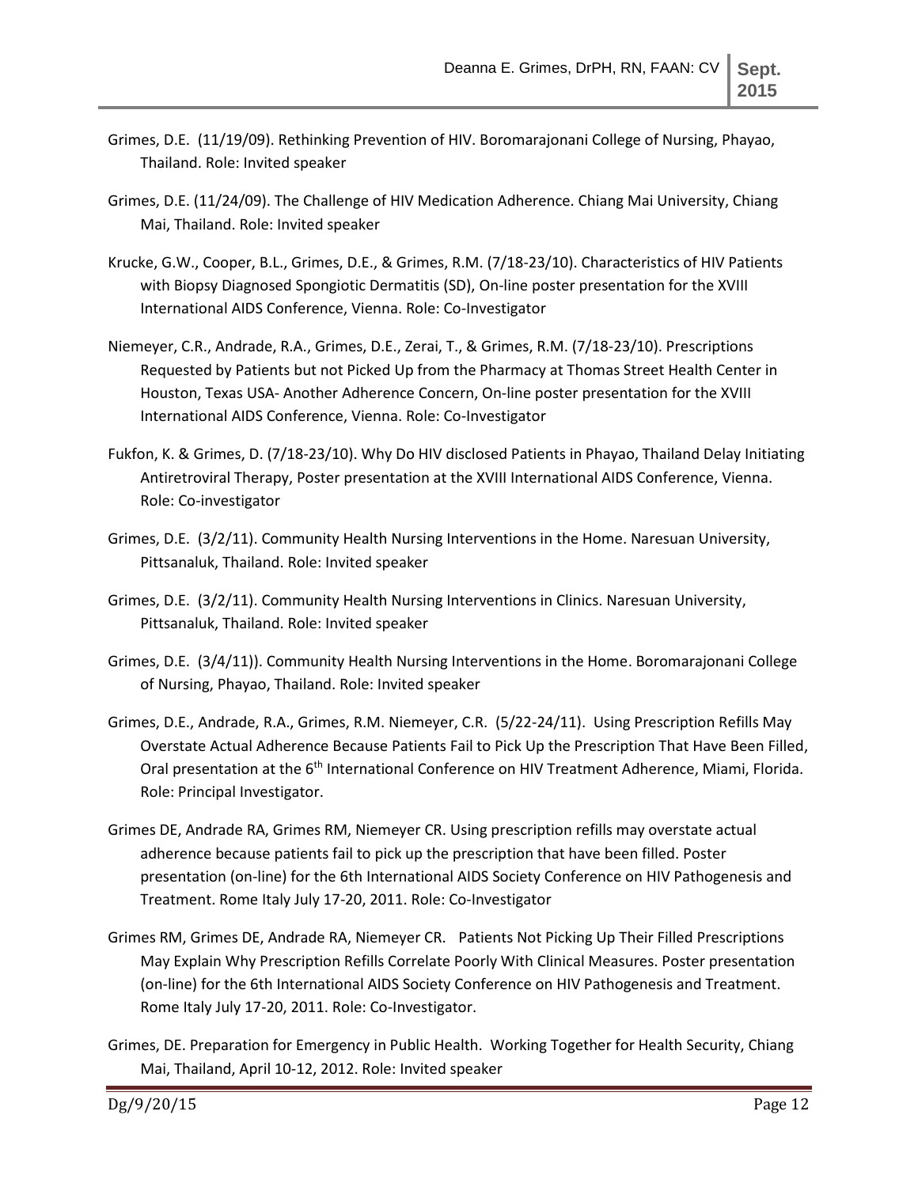Grimes, D.E. (11/19/09). Rethinking Prevention of HIV. Boromarajonani College of Nursing, Phayao, Thailand. Role: Invited speaker

Grimes, D.E. (11/24/09). The Challenge of HIV Medication Adherence. Chiang Mai University, Chiang Mai, Thailand. Role: Invited speaker

Krucke, G.W., Cooper, B.L., Grimes, D.E., & Grimes, R.M. (7/18-23/10). Characteristics of HIV Patients with Biopsy Diagnosed Spongiotic Dermatitis (SD), On-line poster presentation for the XVIII International AIDS Conference, Vienna. Role: Co-Investigator

Niemeyer, C.R., Andrade, R.A., Grimes, D.E., Zerai, T., & Grimes, R.M. (7/18-23/10). Prescriptions Requested by Patients but not Picked Up from the Pharmacy at Thomas Street Health Center in Houston, Texas USA- Another Adherence Concern, On-line poster presentation for the XVIII International AIDS Conference, Vienna. Role: Co-Investigator

Fukfon, K. & Grimes, D. (7/18-23/10). Why Do HIV disclosed Patients in Phayao, Thailand Delay Initiating Antiretroviral Therapy, Poster presentation at the XVIII International AIDS Conference, Vienna. Role: Co-investigator

Grimes, D.E. (3/2/11). Community Health Nursing Interventions in the Home. Naresuan University, Pittsanaluk, Thailand. Role: Invited speaker

Grimes, D.E. (3/2/11). Community Health Nursing Interventions in Clinics. Naresuan University, Pittsanaluk, Thailand. Role: Invited speaker

Grimes, D.E. (3/4/11)). Community Health Nursing Interventions in the Home. Boromarajonani College of Nursing, Phayao, Thailand. Role: Invited speaker

Grimes, D.E., Andrade, R.A., Grimes, R.M. Niemeyer, C.R. (5/22-24/11). Using Prescription Refills May Overstate Actual Adherence Because Patients Fail to Pick Up the Prescription That Have Been Filled, Oral presentation at the 6th International Conference on HIV Treatment Adherence, Miami, Florida. Role: Principal Investigator.

Grimes DE, Andrade RA, Grimes RM, Niemeyer CR. Using prescription refills may overstate actual adherence because patients fail to pick up the prescription that have been filled. Poster presentation (on-line) for the 6th International AIDS Society Conference on HIV Pathogenesis and Treatment. Rome Italy July 17-20, 2011. Role: Co-Investigator

Grimes RM, Grimes DE, Andrade RA, Niemeyer CR. Patients Not Picking Up Their Filled Prescriptions May Explain Why Prescription Refills Correlate Poorly With Clinical Measures. Poster presentation (on-line) for the 6th International AIDS Society Conference on HIV Pathogenesis and Treatment. Rome Italy July 17-20, 2011. Role: Co-Investigator.

Grimes, DE. Preparation for Emergency in Public Health. Working Together for Health Security, Chiang Mai, Thailand, April 10-12, 2012. Role: Invited speaker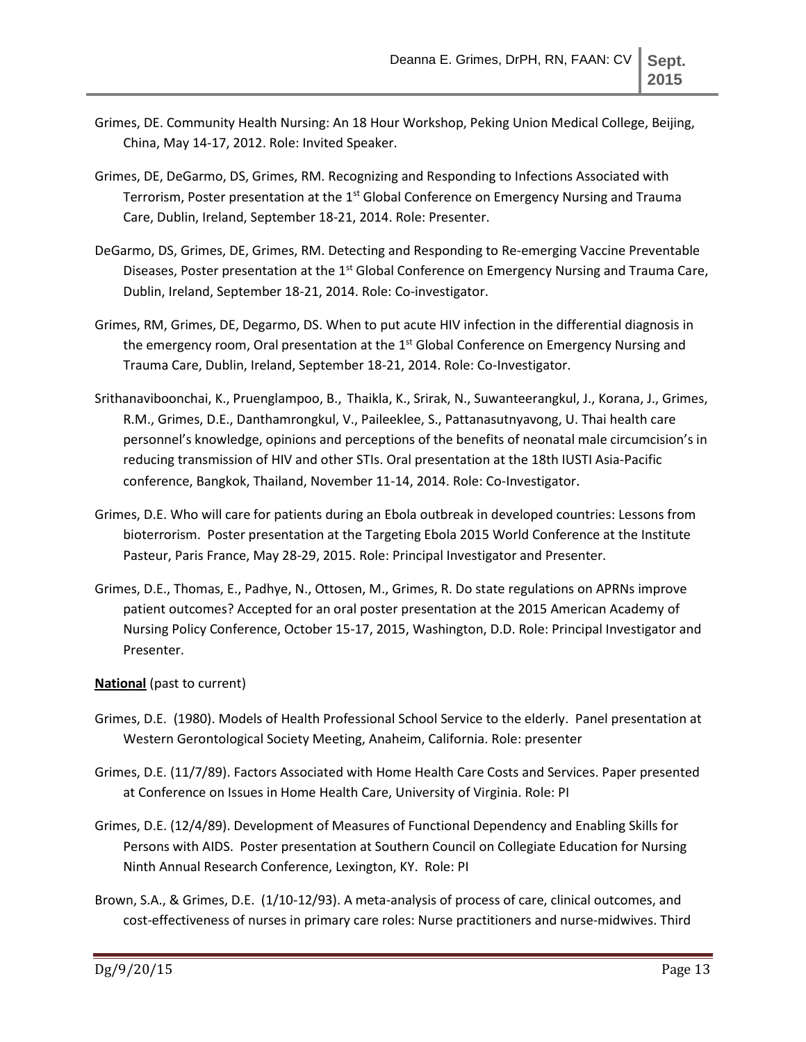Grimes, DE. Community Health Nursing: An 18 Hour Workshop, Peking Union Medical College, Beijing, China, May 14-17, 2012. Role: Invited Speaker.

Grimes, DE, DeGarmo, DS, Grimes, RM. Recognizing and Responding to Infections Associated with Terrorism, Poster presentation at the 1st Global Conference on Emergency Nursing and Trauma Care, Dublin, Ireland, September 18-21, 2014. Role: Presenter.

DeGarmo, DS, Grimes, DE, Grimes, RM. Detecting and Responding to Re-emerging Vaccine Preventable Diseases, Poster presentation at the 1st Global Conference on Emergency Nursing and Trauma Care, Dublin, Ireland, September 18-21, 2014. Role: Co-investigator.

Grimes, RM, Grimes, DE, Degarmo, DS. When to put acute HIV infection in the differential diagnosis in the emergency room, Oral presentation at the 1st Global Conference on Emergency Nursing and Trauma Care, Dublin, Ireland, September 18-21, 2014. Role: Co-Investigator.

Srithanaviboonchai, K., Pruenglampoo, B., Thaikla, K., Srirak, N., Suwanteerangkul, J., Korana, J., Grimes, R.M., Grimes, D.E., Danthamrongkul, V., Paileeklee, S., Pattanasutnyavong, U. Thai health care personnel's knowledge, opinions and perceptions of the benefits of neonatal male circumcision's in reducing transmission of HIV and other STIs. Oral presentation at the 18th IUSTI Asia-Pacific conference, Bangkok, Thailand, November 11-14, 2014. Role: Co-Investigator.

Grimes, D.E. Who will care for patients during an Ebola outbreak in developed countries: Lessons from bioterrorism. Poster presentation at the Targeting Ebola 2015 World Conference at the Institute Pasteur, Paris France, May 28-29, 2015. Role: Principal Investigator and Presenter.

Grimes, D.E., Thomas, E., Padhye, N., Ottosen, M., Grimes, R. Do state regulations on APRNs improve patient outcomes? Accepted for an oral poster presentation at the 2015 American Academy of Nursing Policy Conference, October 15-17, 2015, Washington, D.D. Role: Principal Investigator and Presenter.

**National** (past to current)

Grimes, D.E. (1980). Models of Health Professional School Service to the elderly. Panel presentation at Western Gerontological Society Meeting, Anaheim, California. Role: presenter

Grimes, D.E. (11/7/89). Factors Associated with Home Health Care Costs and Services. Paper presented at Conference on Issues in Home Health Care, University of Virginia. Role: PI

Grimes, D.E. (12/4/89). Development of Measures of Functional Dependency and Enabling Skills for Persons with AIDS. Poster presentation at Southern Council on Collegiate Education for Nursing Ninth Annual Research Conference, Lexington, KY. Role: PI

Brown, S.A., & Grimes, D.E. (1/10-12/93). A meta-analysis of process of care, clinical outcomes, and cost-effectiveness of nurses in primary care roles: Nurse practitioners and nurse-midwives. Third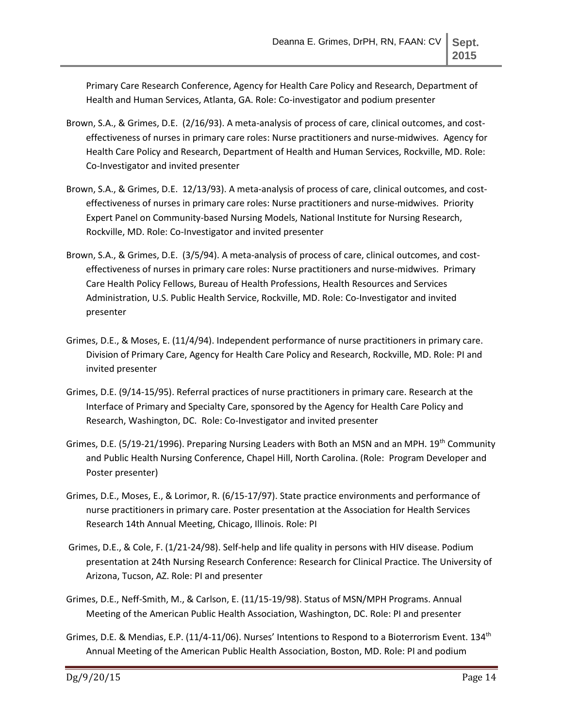Primary Care Research Conference, Agency for Health Care Policy and Research, Department of Health and Human Services, Atlanta, GA. Role: Co-investigator and podium presenter

Brown, S.A., & Grimes, D.E. (2/16/93). A meta-analysis of process of care, clinical outcomes, and cost-effectiveness of nurses in primary care roles: Nurse practitioners and nurse-midwives. Agency for Health Care Policy and Research, Department of Health and Human Services, Rockville, MD. Role: Co-Investigator and invited presenter

Brown, S.A., & Grimes, D.E. 12/13/93). A meta-analysis of process of care, clinical outcomes, and cost-effectiveness of nurses in primary care roles: Nurse practitioners and nurse-midwives. Priority Expert Panel on Community-based Nursing Models, National Institute for Nursing Research, Rockville, MD. Role: Co-Investigator and invited presenter

Brown, S.A., & Grimes, D.E. (3/5/94). A meta-analysis of process of care, clinical outcomes, and cost-effectiveness of nurses in primary care roles: Nurse practitioners and nurse-midwives. Primary Care Health Policy Fellows, Bureau of Health Professions, Health Resources and Services Administration, U.S. Public Health Service, Rockville, MD. Role: Co-Investigator and invited presenter

Grimes, D.E., & Moses, E. (11/4/94). Independent performance of nurse practitioners in primary care. Division of Primary Care, Agency for Health Care Policy and Research, Rockville, MD. Role: PI and invited presenter

Grimes, D.E. (9/14-15/95). Referral practices of nurse practitioners in primary care. Research at the Interface of Primary and Specialty Care, sponsored by the Agency for Health Care Policy and Research, Washington, DC. Role: Co-Investigator and invited presenter

Grimes, D.E. (5/19-21/1996). Preparing Nursing Leaders with Both an MSN and an MPH. 19th Community and Public Health Nursing Conference, Chapel Hill, North Carolina. (Role: Program Developer and Poster presenter)

Grimes, D.E., Moses, E., & Lorimor, R. (6/15-17/97). State practice environments and performance of nurse practitioners in primary care. Poster presentation at the Association for Health Services Research 14th Annual Meeting, Chicago, Illinois. Role: PI

Grimes, D.E., & Cole, F. (1/21-24/98). Self-help and life quality in persons with HIV disease. Podium presentation at 24th Nursing Research Conference: Research for Clinical Practice. The University of Arizona, Tucson, AZ. Role: PI and presenter

Grimes, D.E., Neff-Smith, M., & Carlson, E. (11/15-19/98). Status of MSN/MPH Programs. Annual Meeting of the American Public Health Association, Washington, DC. Role: PI and presenter

Grimes, D.E. & Mendias, E.P. (11/4-11/06). Nurses' Intentions to Respond to a Bioterrorism Event. 134th Annual Meeting of the American Public Health Association, Boston, MD. Role: PI and podium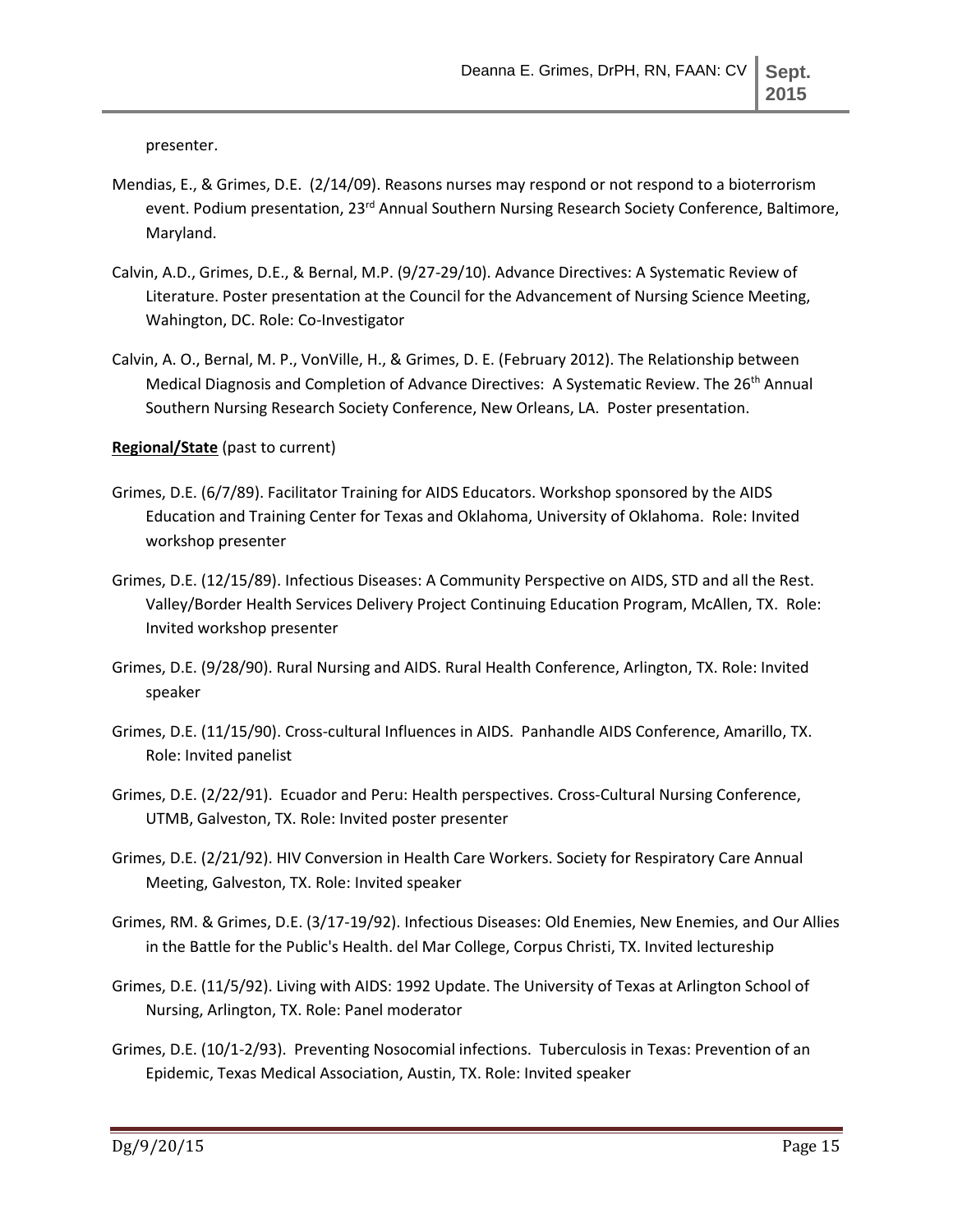presenter.

Mendias, E., & Grimes, D.E. (2/14/09). Reasons nurses may respond or not respond to a bioterrorism event. Podium presentation, 23rd Annual Southern Nursing Research Society Conference, Baltimore, Maryland.

Calvin, A.D., Grimes, D.E., & Bernal, M.P. (9/27-29/10). Advance Directives: A Systematic Review of Literature. Poster presentation at the Council for the Advancement of Nursing Science Meeting, Wahington, DC. Role: Co-Investigator

Calvin, A. O., Bernal, M. P., VonVille, H., & Grimes, D. E. (February 2012). The Relationship between Medical Diagnosis and Completion of Advance Directives: A Systematic Review. The 26th Annual Southern Nursing Research Society Conference, New Orleans, LA. Poster presentation.

**Regional/State** (past to current)

Grimes, D.E. (6/7/89). Facilitator Training for AIDS Educators. Workshop sponsored by the AIDS Education and Training Center for Texas and Oklahoma, University of Oklahoma. Role: Invited workshop presenter

Grimes, D.E. (12/15/89). Infectious Diseases: A Community Perspective on AIDS, STD and all the Rest. Valley/Border Health Services Delivery Project Continuing Education Program, McAllen, TX. Role: Invited workshop presenter

Grimes, D.E. (9/28/90). Rural Nursing and AIDS. Rural Health Conference, Arlington, TX. Role: Invited speaker

Grimes, D.E. (11/15/90). Cross-cultural Influences in AIDS. Panhandle AIDS Conference, Amarillo, TX. Role: Invited panelist

Grimes, D.E. (2/22/91). Ecuador and Peru: Health perspectives. Cross-Cultural Nursing Conference, UTMB, Galveston, TX. Role: Invited poster presenter

Grimes, D.E. (2/21/92). HIV Conversion in Health Care Workers. Society for Respiratory Care Annual Meeting, Galveston, TX. Role: Invited speaker

Grimes, RM. & Grimes, D.E. (3/17-19/92). Infectious Diseases: Old Enemies, New Enemies, and Our Allies in the Battle for the Public's Health. del Mar College, Corpus Christi, TX. Invited lectureship

Grimes, D.E. (11/5/92). Living with AIDS: 1992 Update. The University of Texas at Arlington School of Nursing, Arlington, TX. Role: Panel moderator

Grimes, D.E. (10/1-2/93). Preventing Nosocomial infections. Tuberculosis in Texas: Prevention of an Epidemic, Texas Medical Association, Austin, TX. Role: Invited speaker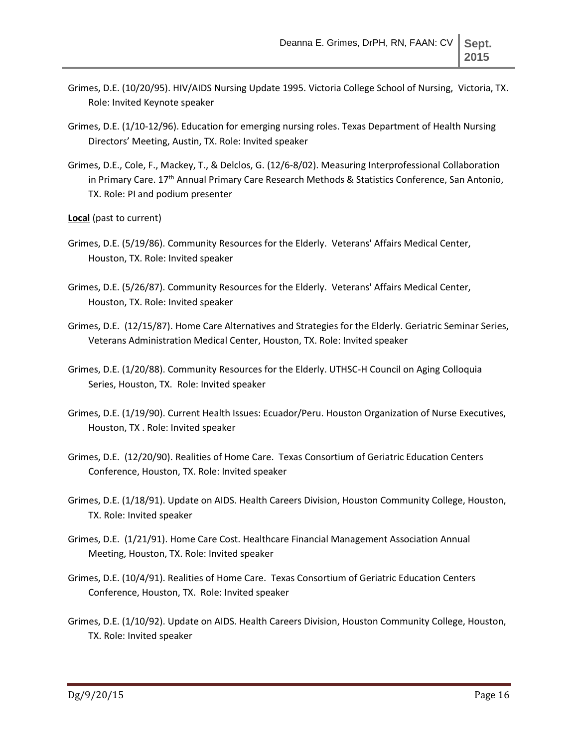Grimes, D.E. (10/20/95). HIV/AIDS Nursing Update 1995. Victoria College School of Nursing, Victoria, TX. Role: Invited Keynote speaker

Grimes, D.E. (1/10-12/96). Education for emerging nursing roles. Texas Department of Health Nursing Directors' Meeting, Austin, TX. Role: Invited speaker

Grimes, D.E., Cole, F., Mackey, T., & Delclos, G. (12/6-8/02). Measuring Interprofessional Collaboration in Primary Care. 17th Annual Primary Care Research Methods & Statistics Conference, San Antonio, TX. Role: PI and podium presenter

**Local** (past to current)

Grimes, D.E. (5/19/86). Community Resources for the Elderly. Veterans' Affairs Medical Center, Houston, TX. Role: Invited speaker

Grimes, D.E. (5/26/87). Community Resources for the Elderly. Veterans' Affairs Medical Center, Houston, TX. Role: Invited speaker

Grimes, D.E. (12/15/87). Home Care Alternatives and Strategies for the Elderly. Geriatric Seminar Series, Veterans Administration Medical Center, Houston, TX. Role: Invited speaker

Grimes, D.E. (1/20/88). Community Resources for the Elderly. UTHSC-H Council on Aging Colloquia Series, Houston, TX. Role: Invited speaker

Grimes, D.E. (1/19/90). Current Health Issues: Ecuador/Peru. Houston Organization of Nurse Executives, Houston, TX . Role: Invited speaker

Grimes, D.E. (12/20/90). Realities of Home Care. Texas Consortium of Geriatric Education Centers Conference, Houston, TX. Role: Invited speaker

Grimes, D.E. (1/18/91). Update on AIDS. Health Careers Division, Houston Community College, Houston, TX. Role: Invited speaker

Grimes, D.E. (1/21/91). Home Care Cost. Healthcare Financial Management Association Annual Meeting, Houston, TX. Role: Invited speaker

Grimes, D.E. (10/4/91). Realities of Home Care. Texas Consortium of Geriatric Education Centers Conference, Houston, TX. Role: Invited speaker

Grimes, D.E. (1/10/92). Update on AIDS. Health Careers Division, Houston Community College, Houston, TX. Role: Invited speaker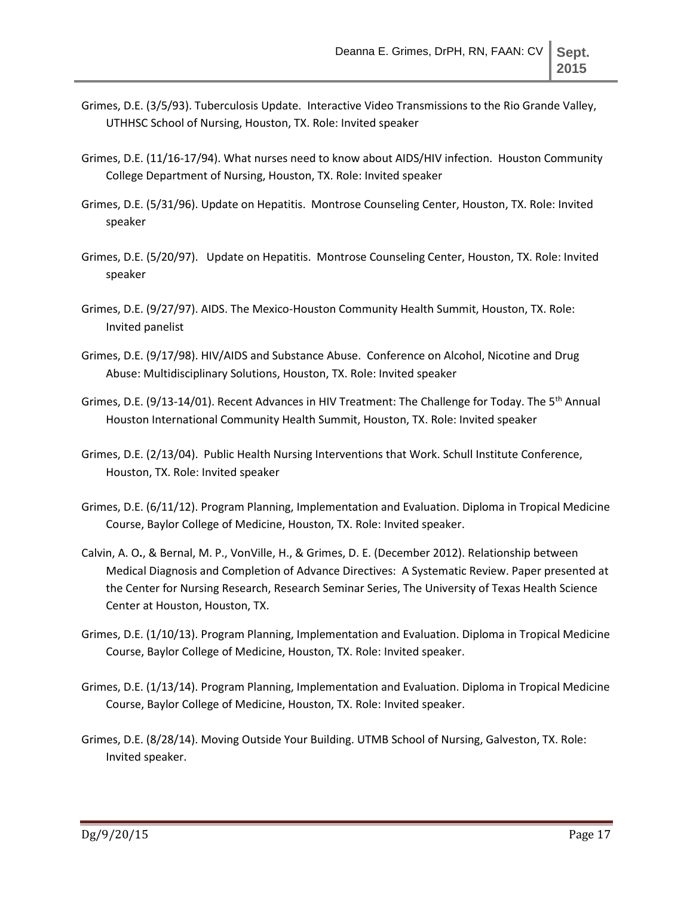Grimes, D.E. (3/5/93). Tuberculosis Update. Interactive Video Transmissions to the Rio Grande Valley, UTHHSC School of Nursing, Houston, TX. Role: Invited speaker

Grimes, D.E. (11/16-17/94). What nurses need to know about AIDS/HIV infection. Houston Community College Department of Nursing, Houston, TX. Role: Invited speaker

Grimes, D.E. (5/31/96). Update on Hepatitis. Montrose Counseling Center, Houston, TX. Role: Invited speaker

Grimes, D.E. (5/20/97). Update on Hepatitis. Montrose Counseling Center, Houston, TX. Role: Invited speaker

Grimes, D.E. (9/27/97). AIDS. The Mexico-Houston Community Health Summit, Houston, TX. Role: Invited panelist

Grimes, D.E. (9/17/98). HIV/AIDS and Substance Abuse. Conference on Alcohol, Nicotine and Drug Abuse: Multidisciplinary Solutions, Houston, TX. Role: Invited speaker

Grimes, D.E. (9/13-14/01). Recent Advances in HIV Treatment: The Challenge for Today. The 5th Annual Houston International Community Health Summit, Houston, TX. Role: Invited speaker

Grimes, D.E. (2/13/04). Public Health Nursing Interventions that Work. Schull Institute Conference, Houston, TX. Role: Invited speaker

Grimes, D.E. (6/11/12). Program Planning, Implementation and Evaluation. Diploma in Tropical Medicine Course, Baylor College of Medicine, Houston, TX. Role: Invited speaker.

Calvin, A. O., & Bernal, M. P., VonVille, H., & Grimes, D. E. (December 2012). Relationship between Medical Diagnosis and Completion of Advance Directives: A Systematic Review. Paper presented at the Center for Nursing Research, Research Seminar Series, The University of Texas Health Science Center at Houston, Houston, TX.

Grimes, D.E. (1/10/13). Program Planning, Implementation and Evaluation. Diploma in Tropical Medicine Course, Baylor College of Medicine, Houston, TX. Role: Invited speaker.

Grimes, D.E. (1/13/14). Program Planning, Implementation and Evaluation. Diploma in Tropical Medicine Course, Baylor College of Medicine, Houston, TX. Role: Invited speaker.

Grimes, D.E. (8/28/14). Moving Outside Your Building. UTMB School of Nursing, Galveston, TX. Role: Invited speaker.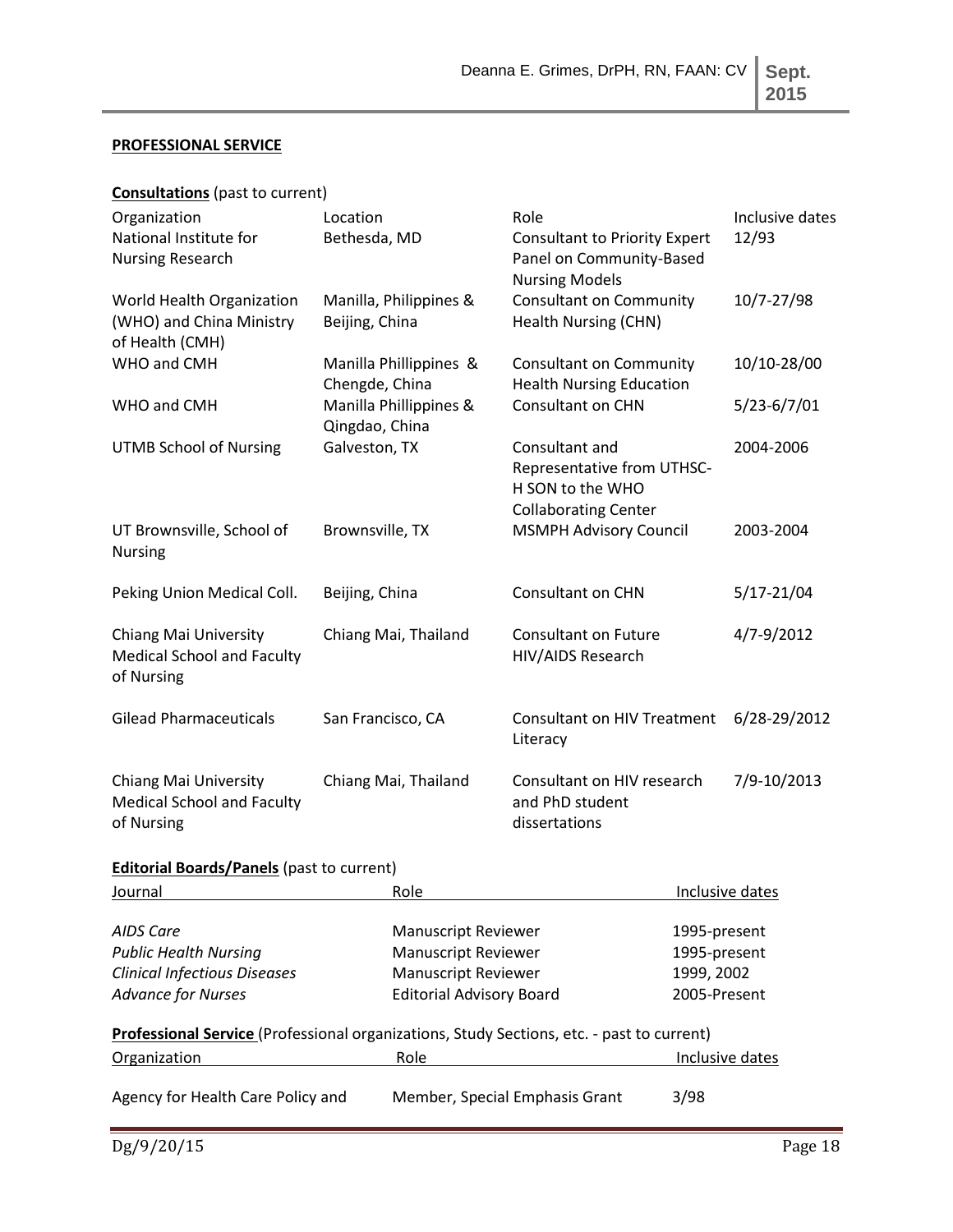**PROFESSIONAL SERVICE**

**Consultations** (past to current)

| Organization | Location | Role | Inclusive dates |
|---|---|---|---|
| National Institute for Nursing Research | Bethesda, MD | Consultant to Priority Expert Panel on Community-Based Nursing Models | 12/93 |
| World Health Organization (WHO) and China Ministry of Health (CMH) | Manilla, Philippines & Beijing, China | Consultant on Community Health Nursing (CHN) | 10/7-27/98 |
| WHO and CMH | Manilla Phillippines & Chengde, China | Consultant on Community Health Nursing Education | 10/10-28/00 |
| WHO and CMH | Manilla Phillippines & Qingdao, China | Consultant on CHN | 5/23-6/7/01 |
| UTMB School of Nursing | Galveston, TX | Consultant and Representative from UTHSC-H SON to the WHO Collaborating Center | 2004-2006 |
| UT Brownsville, School of Nursing | Brownsville, TX | MSMPH Advisory Council | 2003-2004 |
| Peking Union Medical Coll. | Beijing, China | Consultant on CHN | 5/17-21/04 |
| Chiang Mai University Medical School and Faculty of Nursing | Chiang Mai, Thailand | Consultant on Future HIV/AIDS Research | 4/7-9/2012 |
| Gilead Pharmaceuticals | San Francisco, CA | Consultant on HIV Treatment Literacy | 6/28-29/2012 |
| Chiang Mai University Medical School and Faculty of Nursing | Chiang Mai, Thailand | Consultant on HIV research and PhD student dissertations | 7/9-10/2013 |

**Editorial Boards/Panels** (past to current)

| Journal | Role | Inclusive dates |
|---|---|---|
| *AIDS Care* | Manuscript Reviewer | 1995-present |
| *Public Health Nursing* | Manuscript Reviewer | 1995-present |
| *Clinical Infectious Diseases* | Manuscript Reviewer | 1999, 2002 |
| *Advance for Nurses* | Editorial Advisory Board | 2005-Present |

**Professional Service** (Professional organizations, Study Sections, etc. - past to current)

| Organization | Role | Inclusive dates |
|---|---|---|
| Agency for Health Care Policy and | Member, Special Emphasis Grant | 3/98 |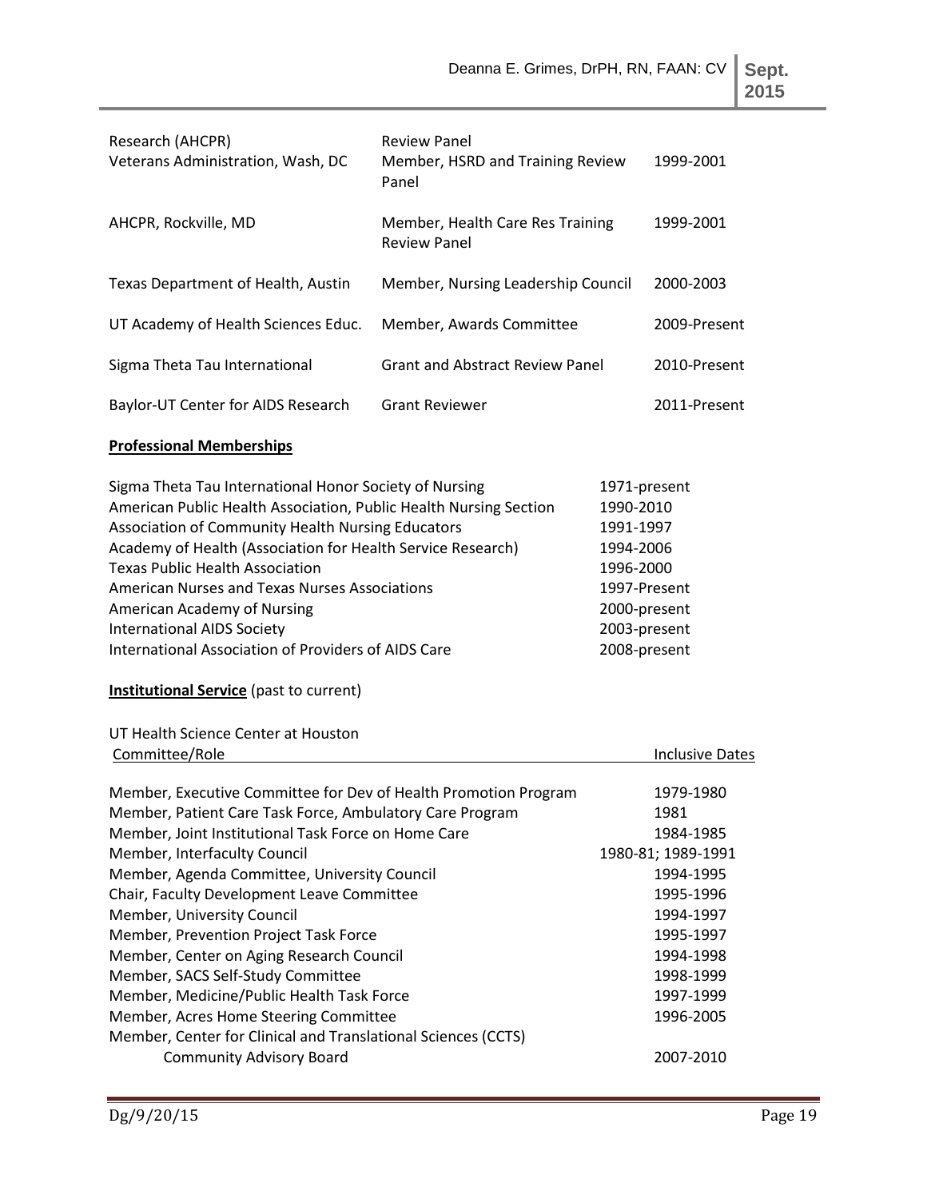| | | |
|---|---|---|
| Research (AHCPR) | Review Panel | |
| Veterans Administration, Wash, DC | Member, HSRD and Training Review Panel | 1999-2001 |
| AHCPR, Rockville, MD | Member, Health Care Res Training Review Panel | 1999-2001 |
| Texas Department of Health, Austin | Member, Nursing Leadership Council | 2000-2003 |
| UT Academy of Health Sciences Educ. | Member, Awards Committee | 2009-Present |
| Sigma Theta Tau International | Grant and Abstract Review Panel | 2010-Present |
| Baylor-UT Center for AIDS Research | Grant Reviewer | 2011-Present |

**Professional Memberships**

| | |
|---|---|
| Sigma Theta Tau International Honor Society of Nursing | 1971-present |
| American Public Health Association, Public Health Nursing Section | 1990-2010 |
| Association of Community Health Nursing Educators | 1991-1997 |
| Academy of Health (Association for Health Service Research) | 1994-2006 |
| Texas Public Health Association | 1996-2000 |
| American Nurses and Texas Nurses Associations | 1997-Present |
| American Academy of Nursing | 2000-present |
| International AIDS Society | 2003-present |
| International Association of Providers of AIDS Care | 2008-present |

**Institutional Service** (past to current)

UT Health Science Center at Houston

| Committee/Role | Inclusive Dates |
|---|---|
| Member, Executive Committee for Dev of Health Promotion Program | 1979-1980 |
| Member, Patient Care Task Force, Ambulatory Care Program | 1981 |
| Member, Joint Institutional Task Force on Home Care | 1984-1985 |
| Member, Interfaculty Council | 1980-81; 1989-1991 |
| Member, Agenda Committee, University Council | 1994-1995 |
| Chair, Faculty Development Leave Committee | 1995-1996 |
| Member, University Council | 1994-1997 |
| Member, Prevention Project Task Force | 1995-1997 |
| Member, Center on Aging Research Council | 1994-1998 |
| Member, SACS Self-Study Committee | 1998-1999 |
| Member, Medicine/Public Health Task Force | 1997-1999 |
| Member, Acres Home Steering Committee | 1996-2005 |
| Member, Center for Clinical and Translational Sciences (CCTS) Community Advisory Board | 2007-2010 |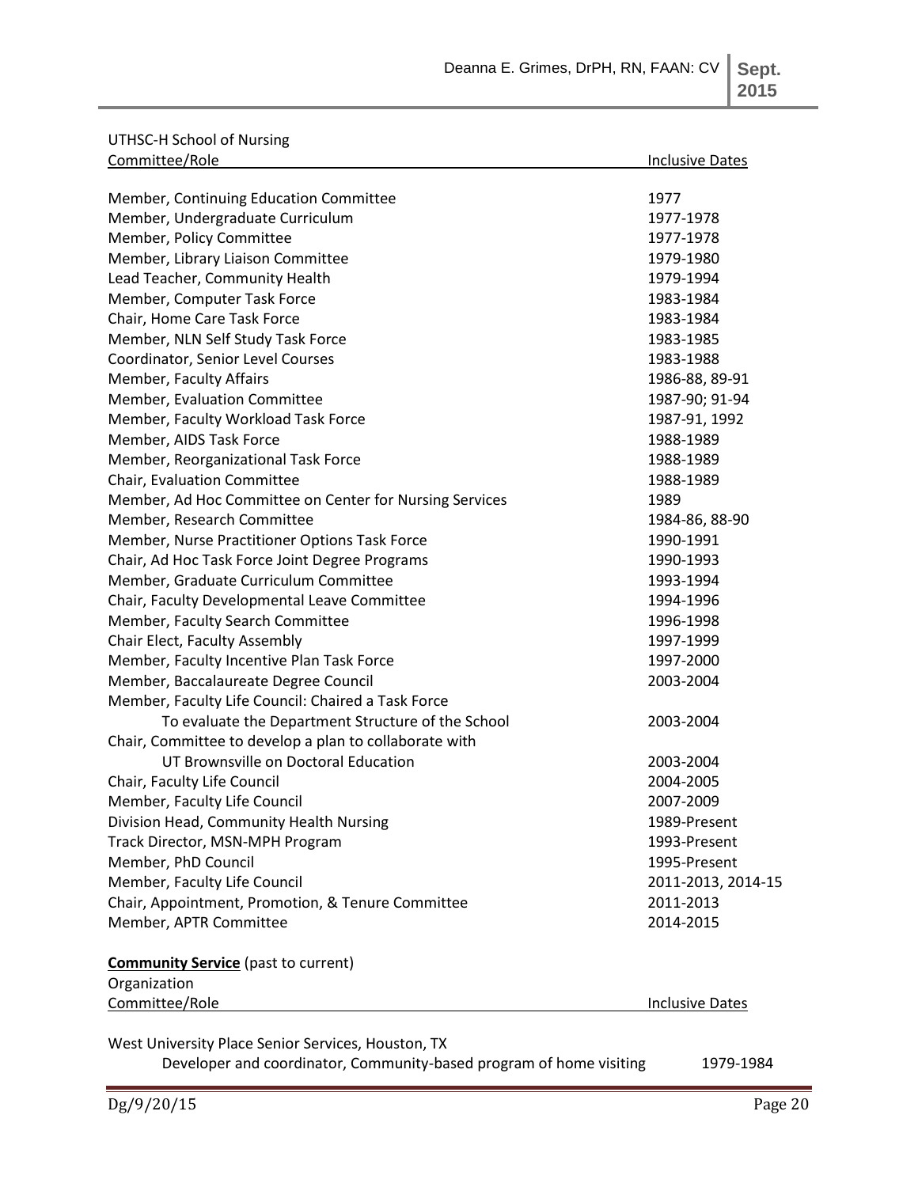UTHSC-H School of Nursing

| Committee/Role | Inclusive Dates |
|---|---|
| Member, Continuing Education Committee | 1977 |
| Member, Undergraduate Curriculum | 1977-1978 |
| Member, Policy Committee | 1977-1978 |
| Member, Library Liaison Committee | 1979-1980 |
| Lead Teacher, Community Health | 1979-1994 |
| Member, Computer Task Force | 1983-1984 |
| Chair, Home Care Task Force | 1983-1984 |
| Member, NLN Self Study Task Force | 1983-1985 |
| Coordinator, Senior Level Courses | 1983-1988 |
| Member, Faculty Affairs | 1986-88, 89-91 |
| Member, Evaluation Committee | 1987-90; 91-94 |
| Member, Faculty Workload Task Force | 1987-91, 1992 |
| Member, AIDS Task Force | 1988-1989 |
| Member, Reorganizational Task Force | 1988-1989 |
| Chair, Evaluation Committee | 1988-1989 |
| Member, Ad Hoc Committee on Center for Nursing Services | 1989 |
| Member, Research Committee | 1984-86, 88-90 |
| Member, Nurse Practitioner Options Task Force | 1990-1991 |
| Chair, Ad Hoc Task Force Joint Degree Programs | 1990-1993 |
| Member, Graduate Curriculum Committee | 1993-1994 |
| Chair, Faculty Developmental Leave Committee | 1994-1996 |
| Member, Faculty Search Committee | 1996-1998 |
| Chair Elect, Faculty Assembly | 1997-1999 |
| Member, Faculty Incentive Plan Task Force | 1997-2000 |
| Member, Baccalaureate Degree Council | 2003-2004 |
| Member, Faculty Life Council: Chaired a Task Force To evaluate the Department Structure of the School | 2003-2004 |
| Chair, Committee to develop a plan to collaborate with UT Brownsville on Doctoral Education | 2003-2004 |
| Chair, Faculty Life Council | 2004-2005 |
| Member, Faculty Life Council | 2007-2009 |
| Division Head, Community Health Nursing | 1989-Present |
| Track Director, MSN-MPH Program | 1993-Present |
| Member, PhD Council | 1995-Present |
| Member, Faculty Life Council | 2011-2013, 2014-15 |
| Chair, Appointment, Promotion, & Tenure Committee | 2011-2013 |
| Member, APTR Committee | 2014-2015 |

**Community Service** (past to current)

| Organization<br>Committee/Role | Inclusive Dates |
|---|---|
| West University Place Senior Services, Houston, TX<br>Developer and coordinator, Community-based program of home visiting | 1979-1984 |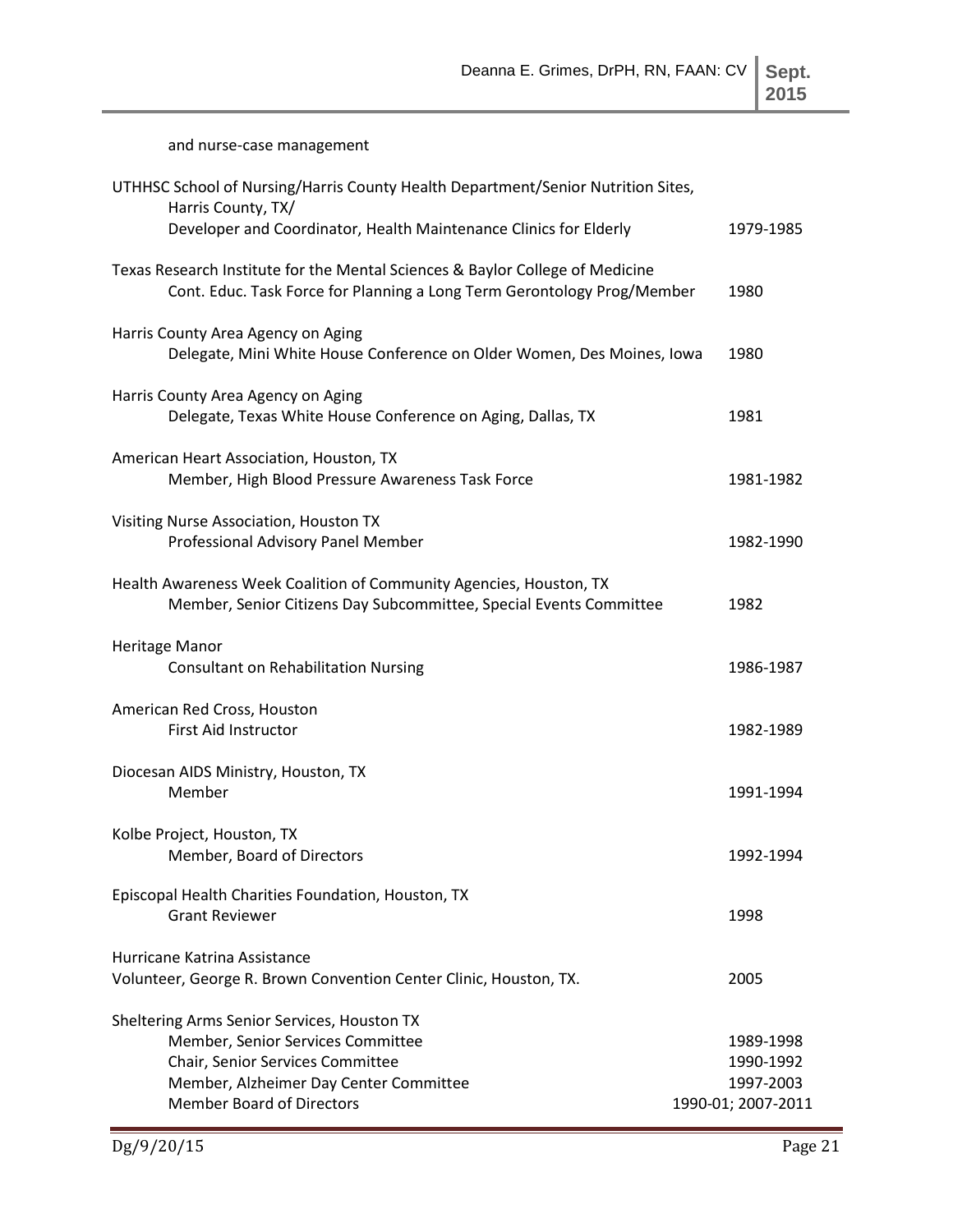and nurse-case management

UTHHSC School of Nursing/Harris County Health Department/Senior Nutrition Sites, Harris County, TX/
    Developer and Coordinator, Health Maintenance Clinics for Elderly — 1979-1985

Texas Research Institute for the Mental Sciences & Baylor College of Medicine
    Cont. Educ. Task Force for Planning a Long Term Gerontology Prog/Member — 1980

Harris County Area Agency on Aging
    Delegate, Mini White House Conference on Older Women, Des Moines, Iowa — 1980

Harris County Area Agency on Aging
    Delegate, Texas White House Conference on Aging, Dallas, TX — 1981

American Heart Association, Houston, TX
    Member, High Blood Pressure Awareness Task Force — 1981-1982

Visiting Nurse Association, Houston TX
    Professional Advisory Panel Member — 1982-1990

Health Awareness Week Coalition of Community Agencies, Houston, TX
    Member, Senior Citizens Day Subcommittee, Special Events Committee — 1982

Heritage Manor
    Consultant on Rehabilitation Nursing — 1986-1987

American Red Cross, Houston
    First Aid Instructor — 1982-1989

Diocesan AIDS Ministry, Houston, TX
    Member — 1991-1994

Kolbe Project, Houston, TX
    Member, Board of Directors — 1992-1994

Episcopal Health Charities Foundation, Houston, TX
    Grant Reviewer — 1998

Hurricane Katrina Assistance
Volunteer, George R. Brown Convention Center Clinic, Houston, TX. — 2005

Sheltering Arms Senior Services, Houston TX
    Member, Senior Services Committee — 1989-1998
    Chair, Senior Services Committee — 1990-1992
    Member, Alzheimer Day Center Committee — 1997-2003
    Member Board of Directors — 1990-01; 2007-2011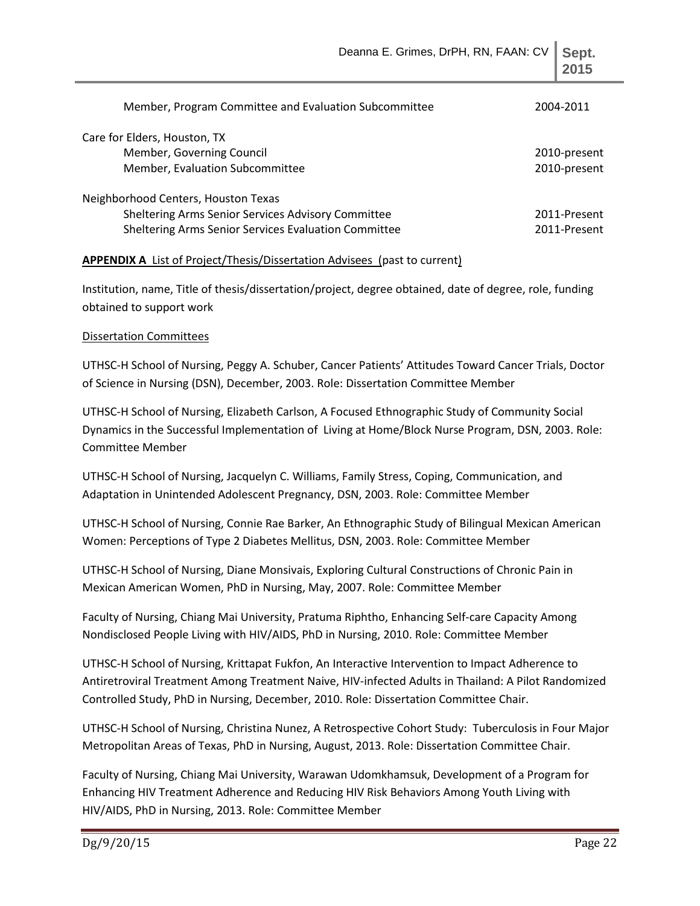Member, Program Committee and Evaluation Subcommittee 2004-2011

Care for Elders, Houston, TX
- Member, Governing Council 2010-present
- Member, Evaluation Subcommittee 2010-present

Neighborhood Centers, Houston Texas
- Sheltering Arms Senior Services Advisory Committee 2011-Present
- Sheltering Arms Senior Services Evaluation Committee 2011-Present

**APPENDIX A** List of Project/Thesis/Dissertation Advisees (past to current)

Institution, name, Title of thesis/dissertation/project, degree obtained, date of degree, role, funding obtained to support work

Dissertation Committees

UTHSC-H School of Nursing, Peggy A. Schuber, Cancer Patients' Attitudes Toward Cancer Trials, Doctor of Science in Nursing (DSN), December, 2003. Role: Dissertation Committee Member

UTHSC-H School of Nursing, Elizabeth Carlson, A Focused Ethnographic Study of Community Social Dynamics in the Successful Implementation of Living at Home/Block Nurse Program, DSN, 2003. Role: Committee Member

UTHSC-H School of Nursing, Jacquelyn C. Williams, Family Stress, Coping, Communication, and Adaptation in Unintended Adolescent Pregnancy, DSN, 2003. Role: Committee Member

UTHSC-H School of Nursing, Connie Rae Barker, An Ethnographic Study of Bilingual Mexican American Women: Perceptions of Type 2 Diabetes Mellitus, DSN, 2003. Role: Committee Member

UTHSC-H School of Nursing, Diane Monsivais, Exploring Cultural Constructions of Chronic Pain in Mexican American Women, PhD in Nursing, May, 2007. Role: Committee Member

Faculty of Nursing, Chiang Mai University, Pratuma Riphtho, Enhancing Self-care Capacity Among Nondisclosed People Living with HIV/AIDS, PhD in Nursing, 2010. Role: Committee Member

UTHSC-H School of Nursing, Krittapat Fukfon, An Interactive Intervention to Impact Adherence to Antiretroviral Treatment Among Treatment Naive, HIV-infected Adults in Thailand: A Pilot Randomized Controlled Study, PhD in Nursing, December, 2010. Role: Dissertation Committee Chair.

UTHSC-H School of Nursing, Christina Nunez, A Retrospective Cohort Study: Tuberculosis in Four Major Metropolitan Areas of Texas, PhD in Nursing, August, 2013. Role: Dissertation Committee Chair.

Faculty of Nursing, Chiang Mai University, Warawan Udomkhamsuk, Development of a Program for Enhancing HIV Treatment Adherence and Reducing HIV Risk Behaviors Among Youth Living with HIV/AIDS, PhD in Nursing, 2013. Role: Committee Member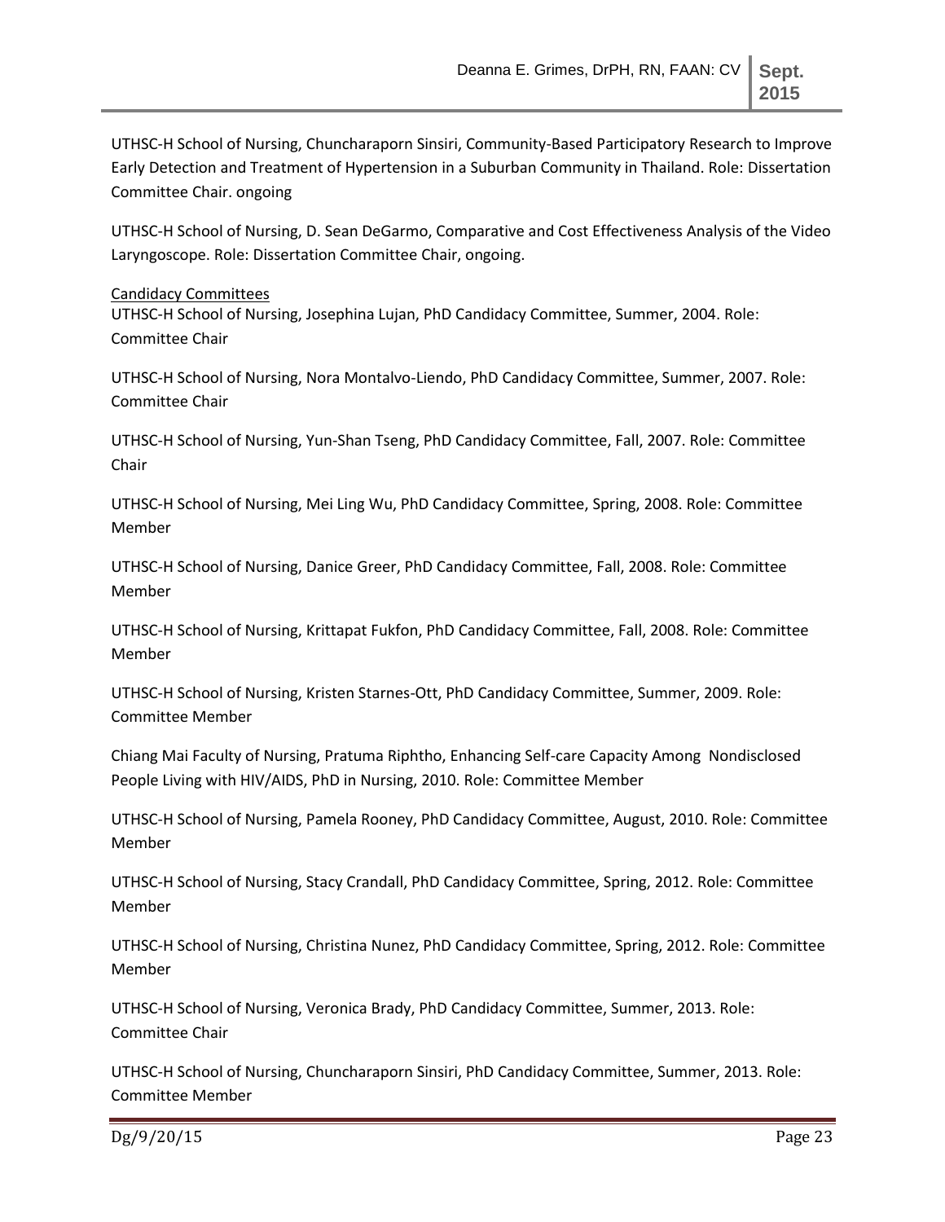UTHSC-H School of Nursing, Chuncharaporn Sinsiri, Community-Based Participatory Research to Improve Early Detection and Treatment of Hypertension in a Suburban Community in Thailand. Role: Dissertation Committee Chair. ongoing

UTHSC-H School of Nursing, D. Sean DeGarmo, Comparative and Cost Effectiveness Analysis of the Video Laryngoscope. Role: Dissertation Committee Chair, ongoing.

<u>Candidacy Committees</u>

UTHSC-H School of Nursing, Josephina Lujan, PhD Candidacy Committee, Summer, 2004. Role: Committee Chair

UTHSC-H School of Nursing, Nora Montalvo-Liendo, PhD Candidacy Committee, Summer, 2007. Role: Committee Chair

UTHSC-H School of Nursing, Yun-Shan Tseng, PhD Candidacy Committee, Fall, 2007. Role: Committee Chair

UTHSC-H School of Nursing, Mei Ling Wu, PhD Candidacy Committee, Spring, 2008. Role: Committee Member

UTHSC-H School of Nursing, Danice Greer, PhD Candidacy Committee, Fall, 2008. Role: Committee Member

UTHSC-H School of Nursing, Krittapat Fukfon, PhD Candidacy Committee, Fall, 2008. Role: Committee Member

UTHSC-H School of Nursing, Kristen Starnes-Ott, PhD Candidacy Committee, Summer, 2009. Role: Committee Member

Chiang Mai Faculty of Nursing, Pratuma Riphtho, Enhancing Self-care Capacity Among Nondisclosed People Living with HIV/AIDS, PhD in Nursing, 2010. Role: Committee Member

UTHSC-H School of Nursing, Pamela Rooney, PhD Candidacy Committee, August, 2010. Role: Committee Member

UTHSC-H School of Nursing, Stacy Crandall, PhD Candidacy Committee, Spring, 2012. Role: Committee Member

UTHSC-H School of Nursing, Christina Nunez, PhD Candidacy Committee, Spring, 2012. Role: Committee Member

UTHSC-H School of Nursing, Veronica Brady, PhD Candidacy Committee, Summer, 2013. Role: Committee Chair

UTHSC-H School of Nursing, Chuncharaporn Sinsiri, PhD Candidacy Committee, Summer, 2013. Role: Committee Member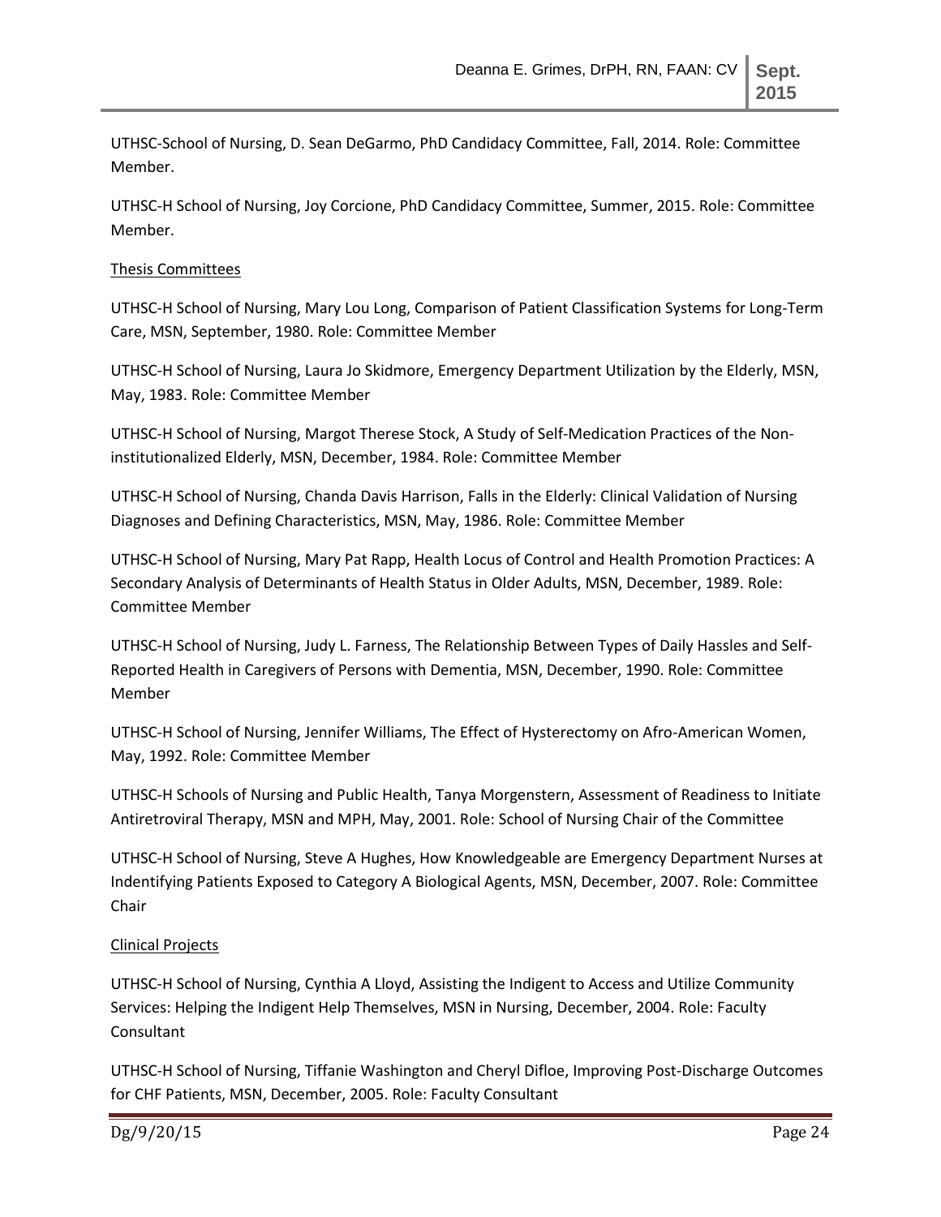UTHSC-School of Nursing, D. Sean DeGarmo, PhD Candidacy Committee, Fall, 2014. Role: Committee Member.

UTHSC-H School of Nursing, Joy Corcione, PhD Candidacy Committee, Summer, 2015. Role: Committee Member.

Thesis Committees

UTHSC-H School of Nursing, Mary Lou Long, Comparison of Patient Classification Systems for Long-Term Care, MSN, September, 1980. Role: Committee Member

UTHSC-H School of Nursing, Laura Jo Skidmore, Emergency Department Utilization by the Elderly, MSN, May, 1983. Role: Committee Member

UTHSC-H School of Nursing, Margot Therese Stock, A Study of Self-Medication Practices of the Non-institutionalized Elderly, MSN, December, 1984. Role: Committee Member

UTHSC-H School of Nursing, Chanda Davis Harrison, Falls in the Elderly: Clinical Validation of Nursing Diagnoses and Defining Characteristics, MSN, May, 1986. Role: Committee Member

UTHSC-H School of Nursing, Mary Pat Rapp, Health Locus of Control and Health Promotion Practices: A Secondary Analysis of Determinants of Health Status in Older Adults, MSN, December, 1989. Role: Committee Member

UTHSC-H School of Nursing, Judy L. Farness, The Relationship Between Types of Daily Hassles and Self-Reported Health in Caregivers of Persons with Dementia, MSN, December, 1990. Role: Committee Member

UTHSC-H School of Nursing, Jennifer Williams, The Effect of Hysterectomy on Afro-American Women, May, 1992. Role: Committee Member

UTHSC-H Schools of Nursing and Public Health, Tanya Morgenstern, Assessment of Readiness to Initiate Antiretroviral Therapy, MSN and MPH, May, 2001. Role: School of Nursing Chair of the Committee

UTHSC-H School of Nursing, Steve A Hughes, How Knowledgeable are Emergency Department Nurses at Indentifying Patients Exposed to Category A Biological Agents, MSN, December, 2007. Role: Committee Chair

Clinical Projects

UTHSC-H School of Nursing, Cynthia A Lloyd, Assisting the Indigent to Access and Utilize Community Services: Helping the Indigent Help Themselves, MSN in Nursing, December, 2004. Role: Faculty Consultant

UTHSC-H School of Nursing, Tiffanie Washington and Cheryl Difloe, Improving Post-Discharge Outcomes for CHF Patients, MSN, December, 2005. Role: Faculty Consultant